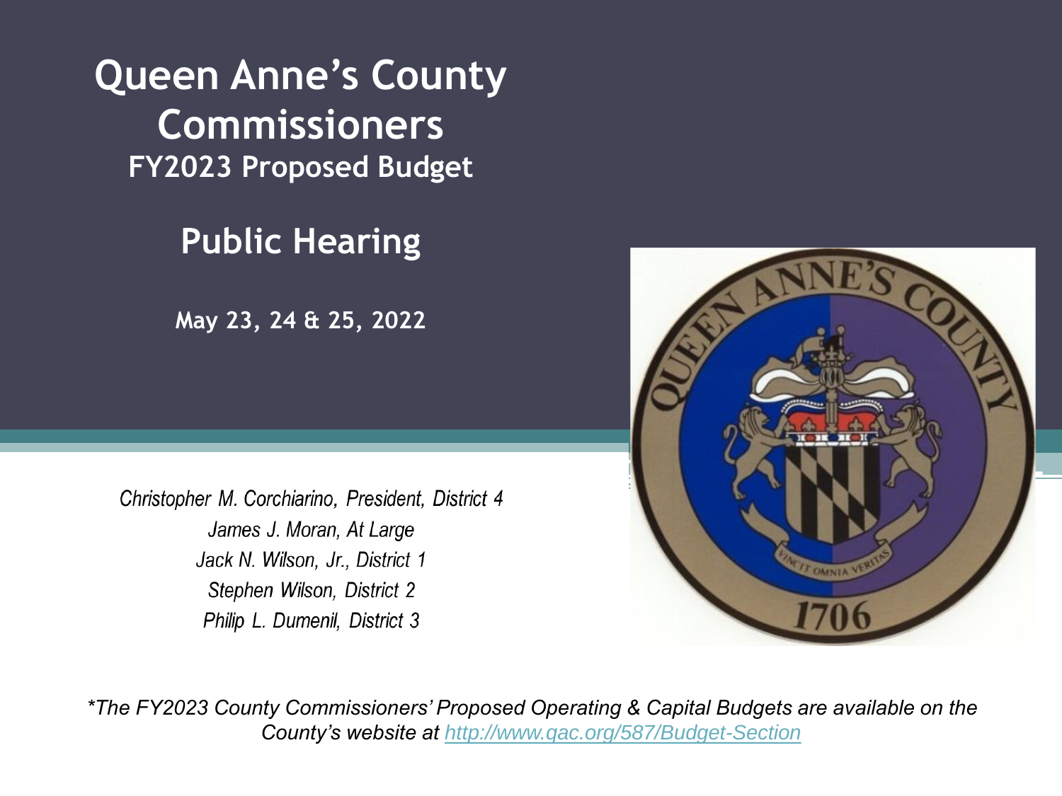# Queen Anne's County Commissioners

## FY2023 Proposed Budget

## Public Hearing

**May 23, 24 & 25, 2022**

*Christopher M. Corchiarino, President, District 4*
*James J. Moran, At Large*
*Jack N. Wilson, Jr., District 1*
*Stephen Wilson, District 2*
*Philip L. Dumenil, District 3*

*\*The FY2023 County Commissioners' Proposed Operating & Capital Budgets are available on the County's website at [http://www.qac.org/587/Budget-Section](http://www.qac.org/587/Budget-Section)*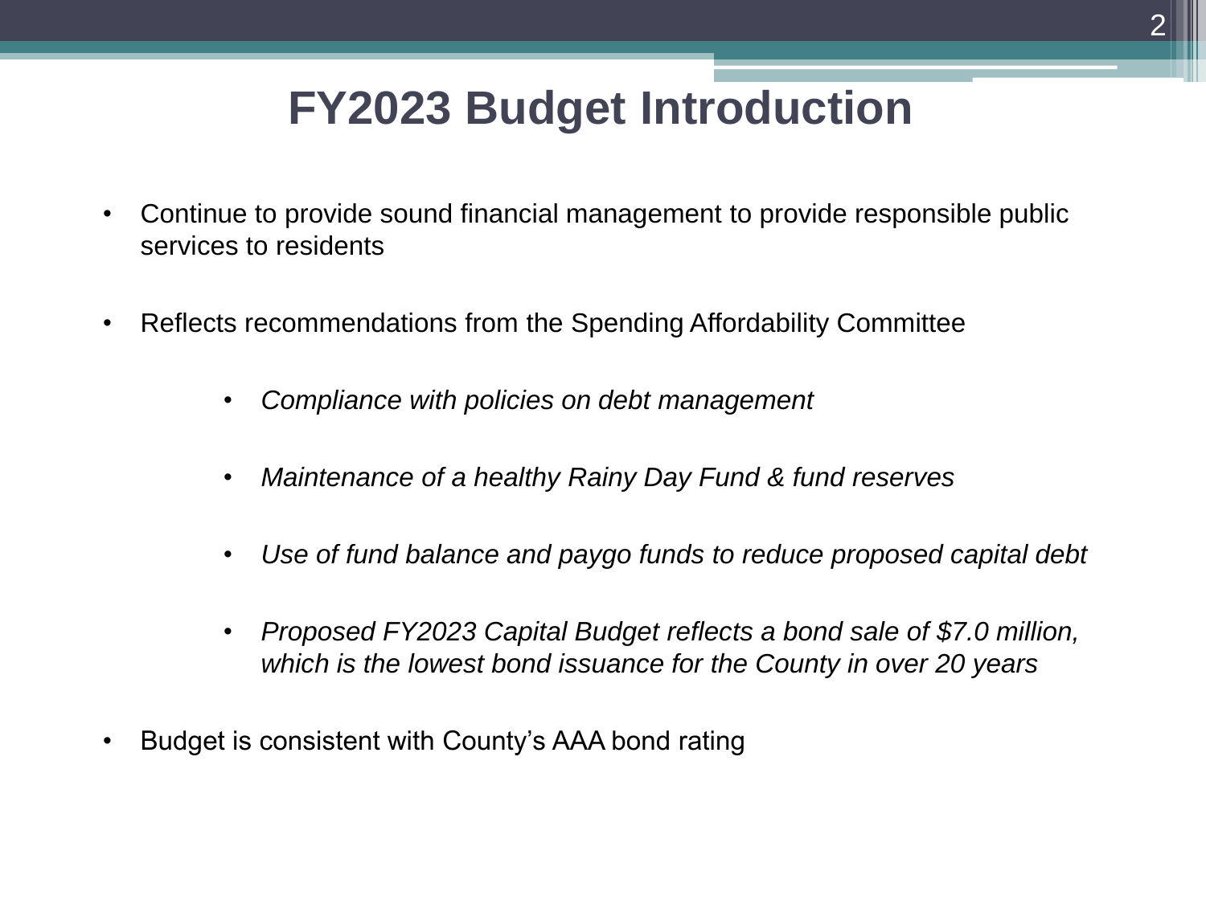# FY2023 Budget Introduction

- Continue to provide sound financial management to provide responsible public services to residents
- Reflects recommendations from the Spending Affordability Committee
  - *Compliance with policies on debt management*
  - *Maintenance of a healthy Rainy Day Fund & fund reserves*
  - *Use of fund balance and paygo funds to reduce proposed capital debt*
  - *Proposed FY2023 Capital Budget reflects a bond sale of $7.0 million, which is the lowest bond issuance for the County in over 20 years*
- Budget is consistent with County's AAA bond rating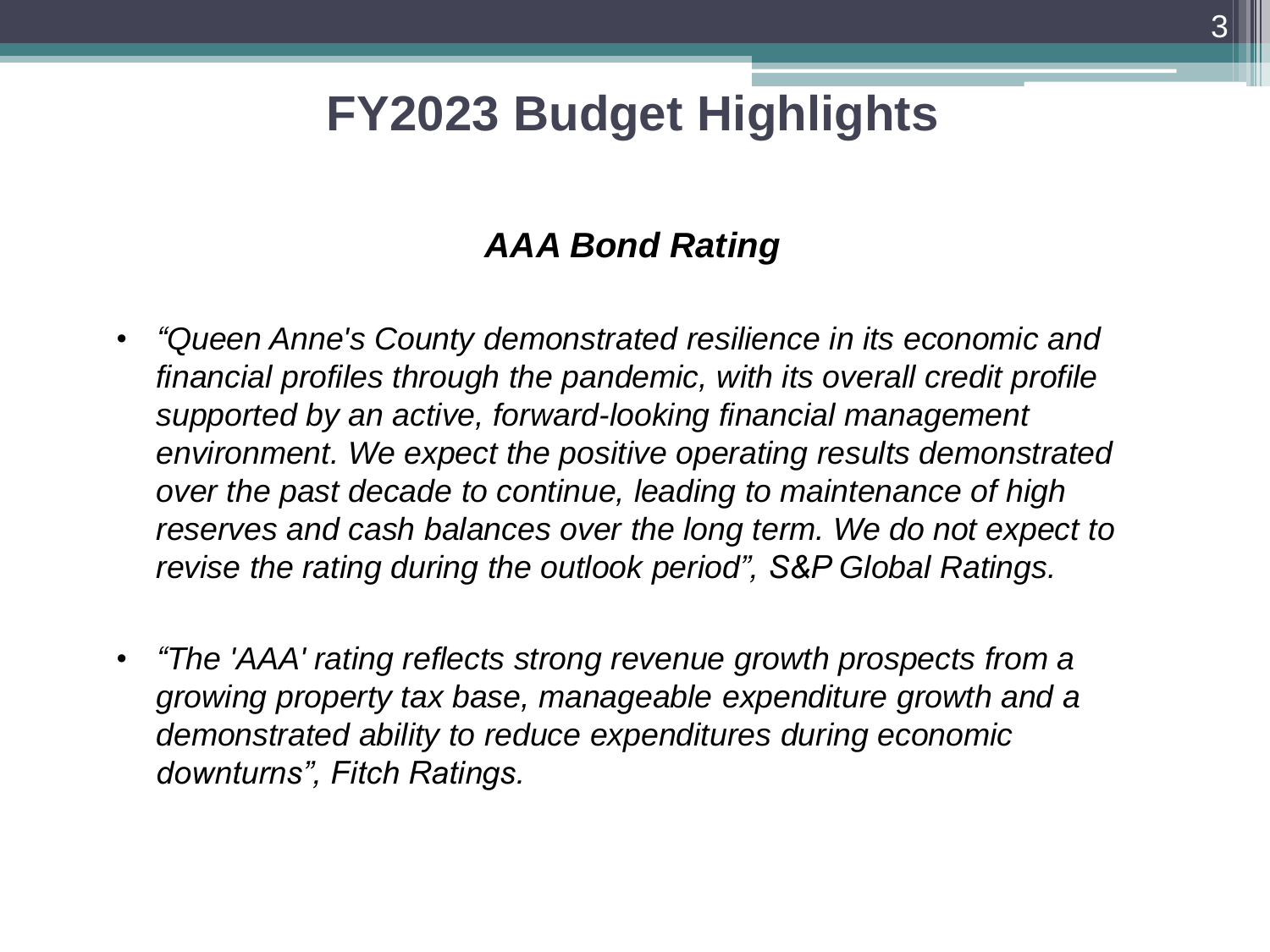# FY2023 Budget Highlights

## *AAA Bond Rating*

- *"Queen Anne's County demonstrated resilience in its economic and financial profiles through the pandemic, with its overall credit profile supported by an active, forward-looking financial management environment. We expect the positive operating results demonstrated over the past decade to continue, leading to maintenance of high reserves and cash balances over the long term. We do not expect to revise the rating during the outlook period", S&P Global Ratings.*

- *"The 'AAA' rating reflects strong revenue growth prospects from a growing property tax base, manageable expenditure growth and a demonstrated ability to reduce expenditures during economic downturns", Fitch Ratings.*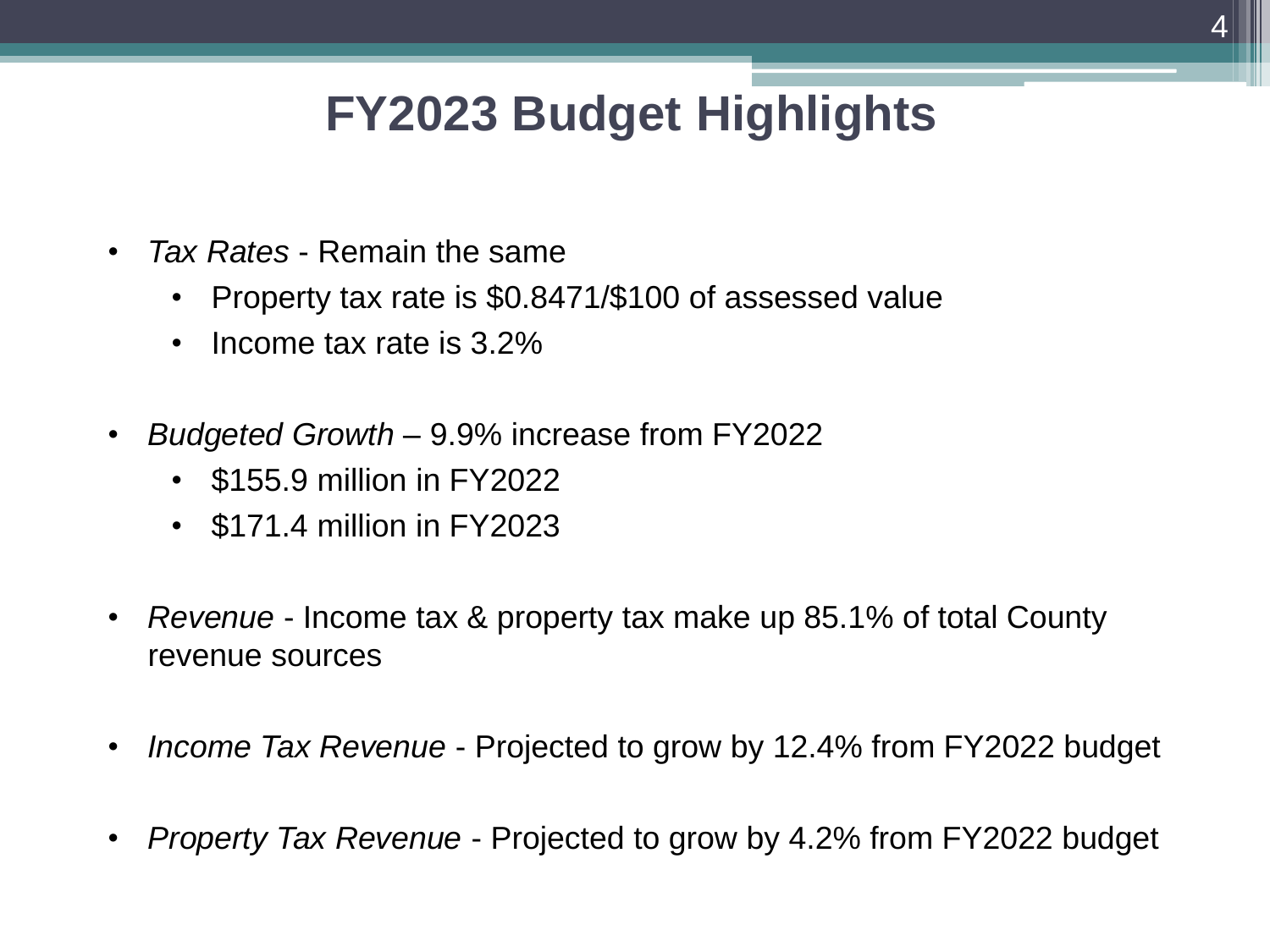# FY2023 Budget Highlights

- *Tax Rates* - Remain the same
  - Property tax rate is $0.8471/$100 of assessed value
  - Income tax rate is 3.2%

- *Budgeted Growth* – 9.9% increase from FY2022
  - $155.9 million in FY2022
  - $171.4 million in FY2023

- *Revenue* - Income tax & property tax make up 85.1% of total County revenue sources

- *Income Tax Revenue* - Projected to grow by 12.4% from FY2022 budget

- *Property Tax Revenue* - Projected to grow by 4.2% from FY2022 budget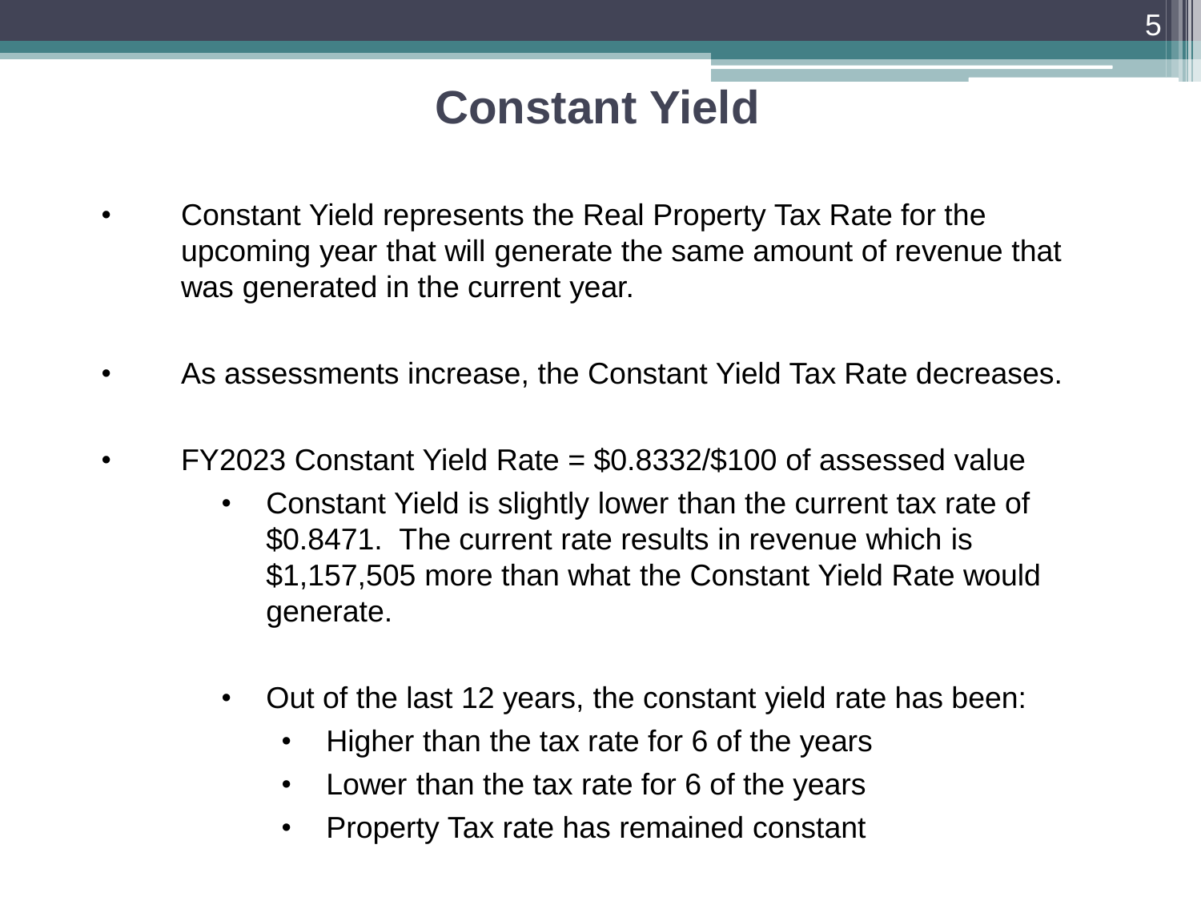# Constant Yield

- Constant Yield represents the Real Property Tax Rate for the upcoming year that will generate the same amount of revenue that was generated in the current year.

- As assessments increase, the Constant Yield Tax Rate decreases.

- FY2023 Constant Yield Rate = $0.8332/$100 of assessed value
  - Constant Yield is slightly lower than the current tax rate of $0.8471. The current rate results in revenue which is $1,157,505 more than what the Constant Yield Rate would generate.

  - Out of the last 12 years, the constant yield rate has been:
    - Higher than the tax rate for 6 of the years
    - Lower than the tax rate for 6 of the years
    - Property Tax rate has remained constant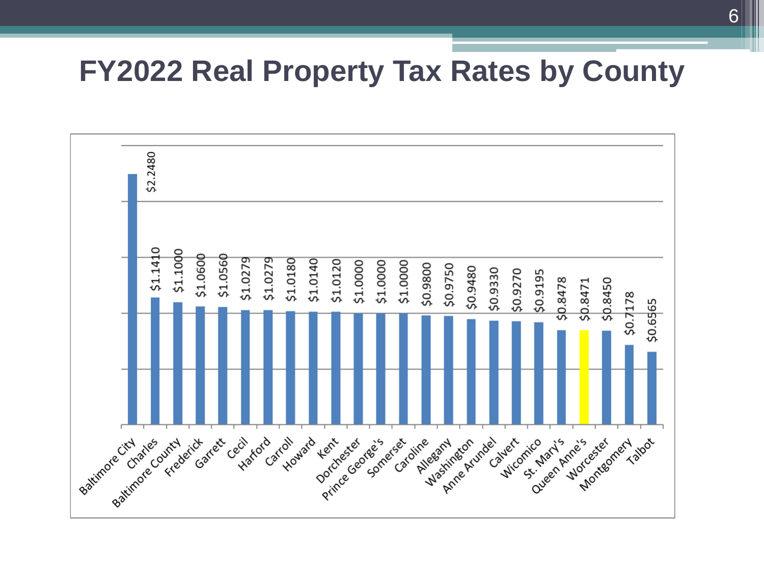# FY2022 Real Property Tax Rates by County

| County | Rate |
|---|---|
| Baltimore City | $2.2480 |
| Charles | $1.1410 |
| Baltimore County | $1.1000 |
| Frederick | $1.0600 |
| Garrett | $1.0560 |
| Cecil | $1.0279 |
| Harford | $1.0279 |
| Carroll | $1.0180 |
| Howard | $1.0140 |
| Kent | $1.0120 |
| Dorchester | $1.0000 |
| Prince George's | $1.0000 |
| Somerset | $1.0000 |
| Caroline | $0.9800 |
| Allegany | $0.9750 |
| Washington | $0.9480 |
| Anne Arundel | $0.9330 |
| Calvert | $0.9270 |
| Wicomico | $0.9195 |
| St. Mary's | $0.8478 |
| Queen Anne's | $0.8471 |
| Worcester | $0.8450 |
| Montgomery | $0.7178 |
| Talbot | $0.6565 |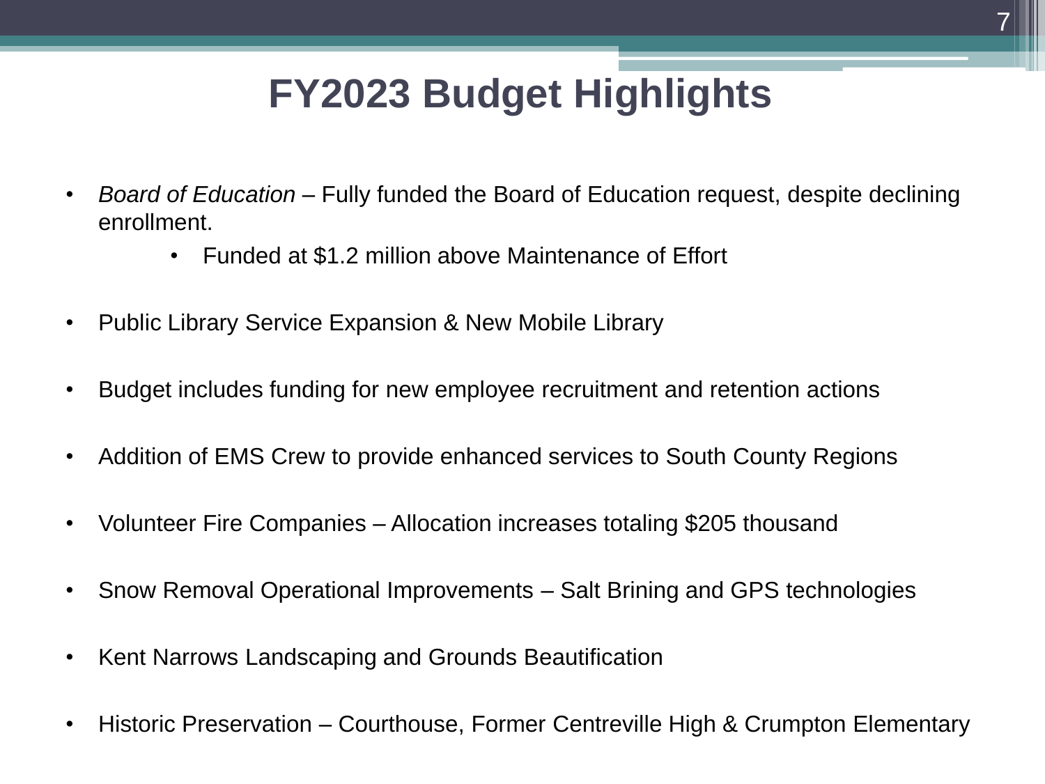# FY2023 Budget Highlights

- *Board of Education* – Fully funded the Board of Education request, despite declining enrollment.
    - Funded at $1.2 million above Maintenance of Effort
- Public Library Service Expansion & New Mobile Library
- Budget includes funding for new employee recruitment and retention actions
- Addition of EMS Crew to provide enhanced services to South County Regions
- Volunteer Fire Companies – Allocation increases totaling $205 thousand
- Snow Removal Operational Improvements – Salt Brining and GPS technologies
- Kent Narrows Landscaping and Grounds Beautification
- Historic Preservation – Courthouse, Former Centreville High & Crumpton Elementary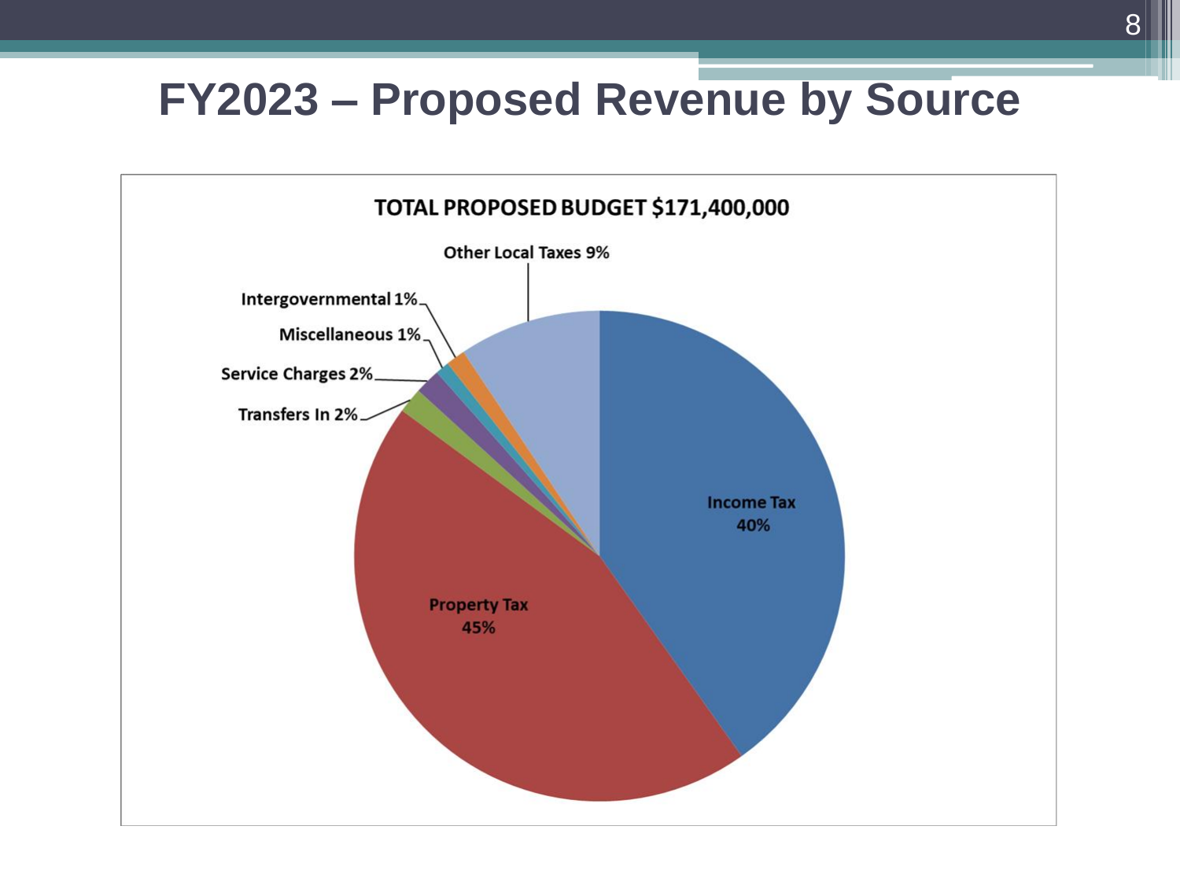# FY2023 – Proposed Revenue by Source

TOTAL PROPOSED BUDGET $171,400,000

Other Local Taxes 9%

Intergovernmental 1%

Miscellaneous 1%

Service Charges 2%

Transfers In 2%

Income Tax 40%

Property Tax 45%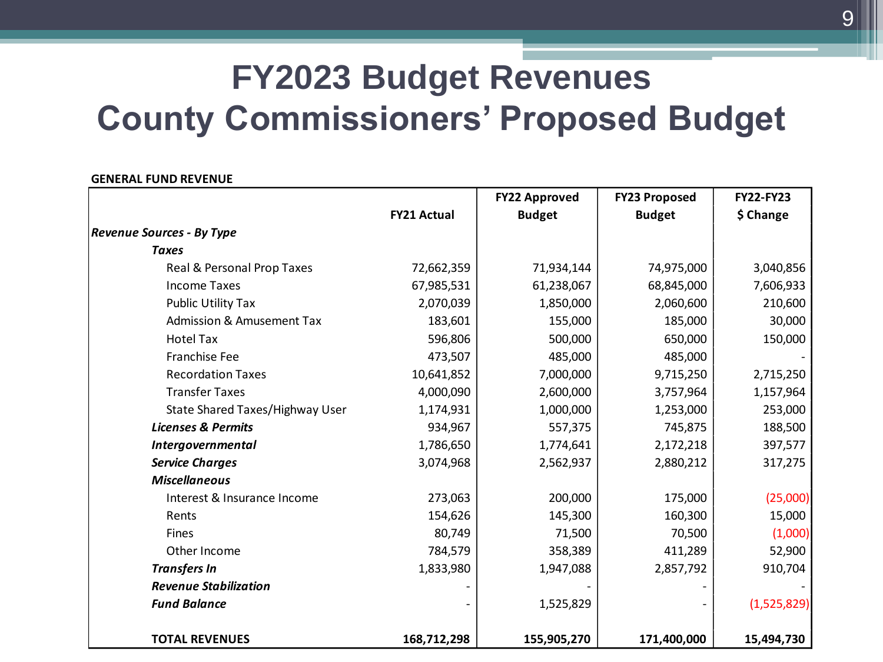# FY2023 Budget Revenues
# County Commissioners' Proposed Budget

**GENERAL FUND REVENUE**

| | FY21 Actual | FY22 Approved Budget | FY23 Proposed Budget | FY22-FY23 $ Change |
|---|---|---|---|---|
| ***Revenue Sources - By Type*** | | | | |
| ***Taxes*** | | | | |
| Real & Personal Prop Taxes | 72,662,359 | 71,934,144 | 74,975,000 | 3,040,856 |
| Income Taxes | 67,985,531 | 61,238,067 | 68,845,000 | 7,606,933 |
| Public Utility Tax | 2,070,039 | 1,850,000 | 2,060,600 | 210,600 |
| Admission & Amusement Tax | 183,601 | 155,000 | 185,000 | 30,000 |
| Hotel Tax | 596,806 | 500,000 | 650,000 | 150,000 |
| Franchise Fee | 473,507 | 485,000 | 485,000 | - |
| Recordation Taxes | 10,641,852 | 7,000,000 | 9,715,250 | 2,715,250 |
| Transfer Taxes | 4,000,090 | 2,600,000 | 3,757,964 | 1,157,964 |
| State Shared Taxes/Highway User | 1,174,931 | 1,000,000 | 1,253,000 | 253,000 |
| ***Licenses & Permits*** | 934,967 | 557,375 | 745,875 | 188,500 |
| ***Intergovernmental*** | 1,786,650 | 1,774,641 | 2,172,218 | 397,577 |
| ***Service Charges*** | 3,074,968 | 2,562,937 | 2,880,212 | 317,275 |
| ***Miscellaneous*** | | | | |
| Interest & Insurance Income | 273,063 | 200,000 | 175,000 | (25,000) |
| Rents | 154,626 | 145,300 | 160,300 | 15,000 |
| Fines | 80,749 | 71,500 | 70,500 | (1,000) |
| Other Income | 784,579 | 358,389 | 411,289 | 52,900 |
| ***Transfers In*** | 1,833,980 | 1,947,088 | 2,857,792 | 910,704 |
| ***Revenue Stabilization*** | - | - | - | - |
| ***Fund Balance*** | - | 1,525,829 | - | (1,525,829) |
| **TOTAL REVENUES** | **168,712,298** | **155,905,270** | **171,400,000** | **15,494,730** |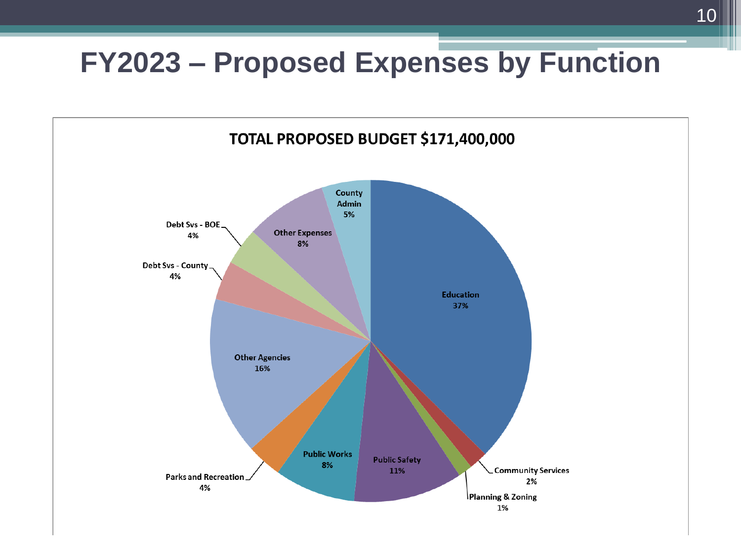# FY2023 – Proposed Expenses by Function

**TOTAL PROPOSED BUDGET $171,400,000**

| Function | Percent |
| --- | --- |
| Education | 37% |
| Community Services | 2% |
| Planning & Zoning | 1% |
| Public Safety | 11% |
| Public Works | 8% |
| Parks and Recreation | 4% |
| Other Agencies | 16% |
| Debt Svs - County | 4% |
| Debt Svs - BOE | 4% |
| Other Expenses | 8% |
| County Admin | 5% |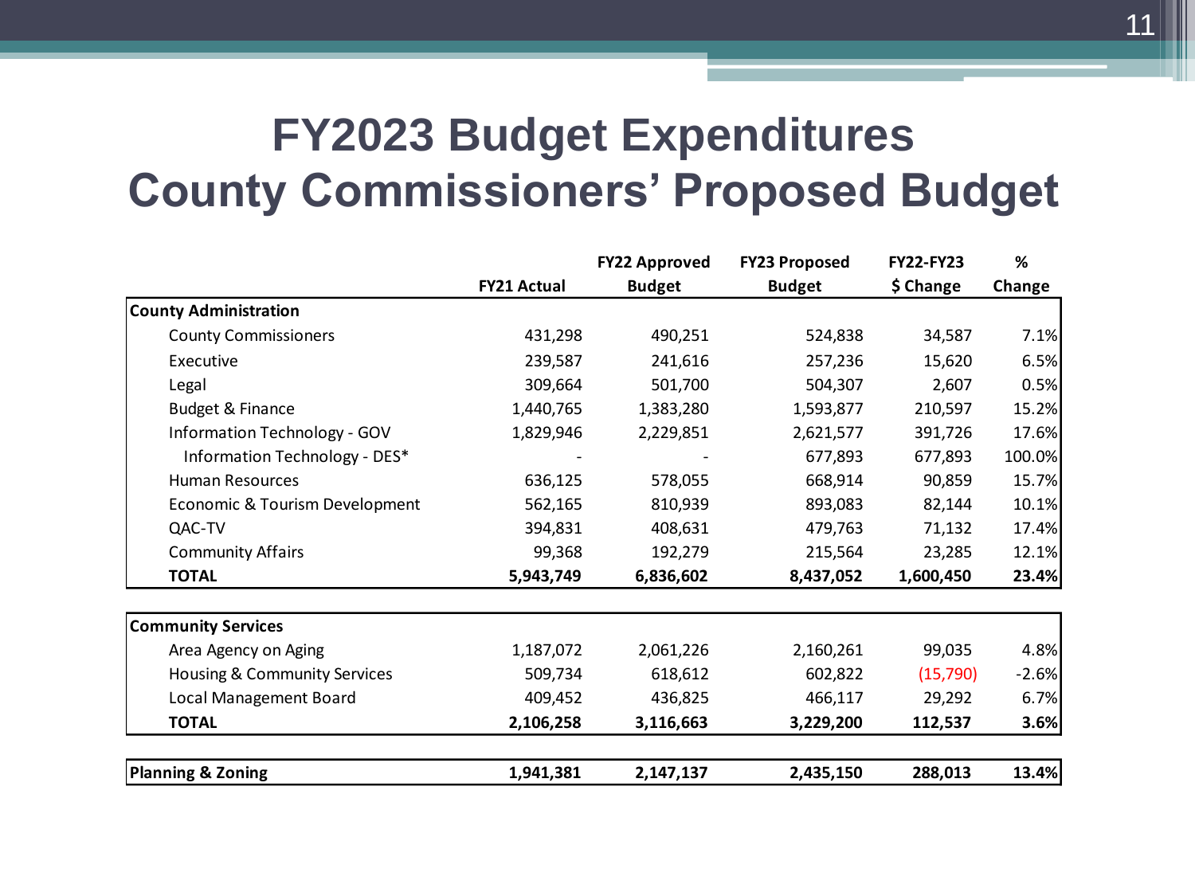# FY2023 Budget Expenditures
# County Commissioners' Proposed Budget

| | FY21 Actual | FY22 Approved Budget | FY23 Proposed Budget | FY22-FY23 $ Change | % Change |
|---|---|---|---|---|---|
| **County Administration** | | | | | |
| County Commissioners | 431,298 | 490,251 | 524,838 | 34,587 | 7.1% |
| Executive | 239,587 | 241,616 | 257,236 | 15,620 | 6.5% |
| Legal | 309,664 | 501,700 | 504,307 | 2,607 | 0.5% |
| Budget & Finance | 1,440,765 | 1,383,280 | 1,593,877 | 210,597 | 15.2% |
| Information Technology - GOV | 1,829,946 | 2,229,851 | 2,621,577 | 391,726 | 17.6% |
| Information Technology - DES* | - | - | 677,893 | 677,893 | 100.0% |
| Human Resources | 636,125 | 578,055 | 668,914 | 90,859 | 15.7% |
| Economic & Tourism Development | 562,165 | 810,939 | 893,083 | 82,144 | 10.1% |
| QAC-TV | 394,831 | 408,631 | 479,763 | 71,132 | 17.4% |
| Community Affairs | 99,368 | 192,279 | 215,564 | 23,285 | 12.1% |
| **TOTAL** | **5,943,749** | **6,836,602** | **8,437,052** | **1,600,450** | **23.4%** |
| **Community Services** | | | | | |
| Area Agency on Aging | 1,187,072 | 2,061,226 | 2,160,261 | 99,035 | 4.8% |
| Housing & Community Services | 509,734 | 618,612 | 602,822 | (15,790) | -2.6% |
| Local Management Board | 409,452 | 436,825 | 466,117 | 29,292 | 6.7% |
| **TOTAL** | **2,106,258** | **3,116,663** | **3,229,200** | **112,537** | **3.6%** |
| **Planning & Zoning** | **1,941,381** | **2,147,137** | **2,435,150** | **288,013** | **13.4%** |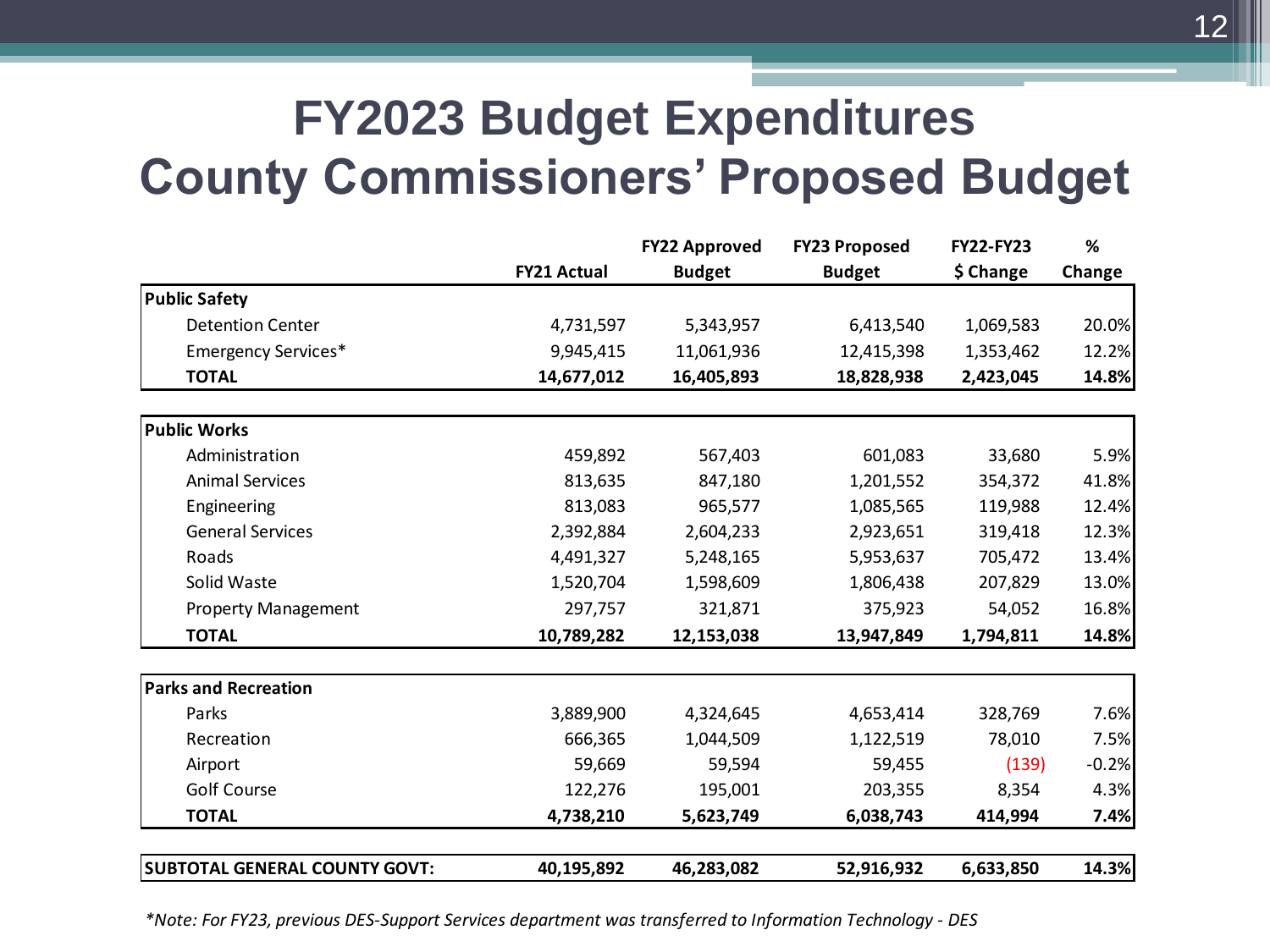# FY2023 Budget Expenditures
# County Commissioners' Proposed Budget

| | FY21 Actual | FY22 Approved Budget | FY23 Proposed Budget | FY22-FY23 $ Change | % Change |
|---|---|---|---|---|---|
| **Public Safety** | | | | | |
| Detention Center | 4,731,597 | 5,343,957 | 6,413,540 | 1,069,583 | 20.0% |
| Emergency Services* | 9,945,415 | 11,061,936 | 12,415,398 | 1,353,462 | 12.2% |
| **TOTAL** | **14,677,012** | **16,405,893** | **18,828,938** | **2,423,045** | **14.8%** |
| **Public Works** | | | | | |
| Administration | 459,892 | 567,403 | 601,083 | 33,680 | 5.9% |
| Animal Services | 813,635 | 847,180 | 1,201,552 | 354,372 | 41.8% |
| Engineering | 813,083 | 965,577 | 1,085,565 | 119,988 | 12.4% |
| General Services | 2,392,884 | 2,604,233 | 2,923,651 | 319,418 | 12.3% |
| Roads | 4,491,327 | 5,248,165 | 5,953,637 | 705,472 | 13.4% |
| Solid Waste | 1,520,704 | 1,598,609 | 1,806,438 | 207,829 | 13.0% |
| Property Management | 297,757 | 321,871 | 375,923 | 54,052 | 16.8% |
| **TOTAL** | **10,789,282** | **12,153,038** | **13,947,849** | **1,794,811** | **14.8%** |
| **Parks and Recreation** | | | | | |
| Parks | 3,889,900 | 4,324,645 | 4,653,414 | 328,769 | 7.6% |
| Recreation | 666,365 | 1,044,509 | 1,122,519 | 78,010 | 7.5% |
| Airport | 59,669 | 59,594 | 59,455 | (139) | -0.2% |
| Golf Course | 122,276 | 195,001 | 203,355 | 8,354 | 4.3% |
| **TOTAL** | **4,738,210** | **5,623,749** | **6,038,743** | **414,994** | **7.4%** |
| **SUBTOTAL GENERAL COUNTY GOVT:** | **40,195,892** | **46,283,082** | **52,916,932** | **6,633,850** | **14.3%** |

*\*Note: For FY23, previous DES-Support Services department was transferred to Information Technology - DES*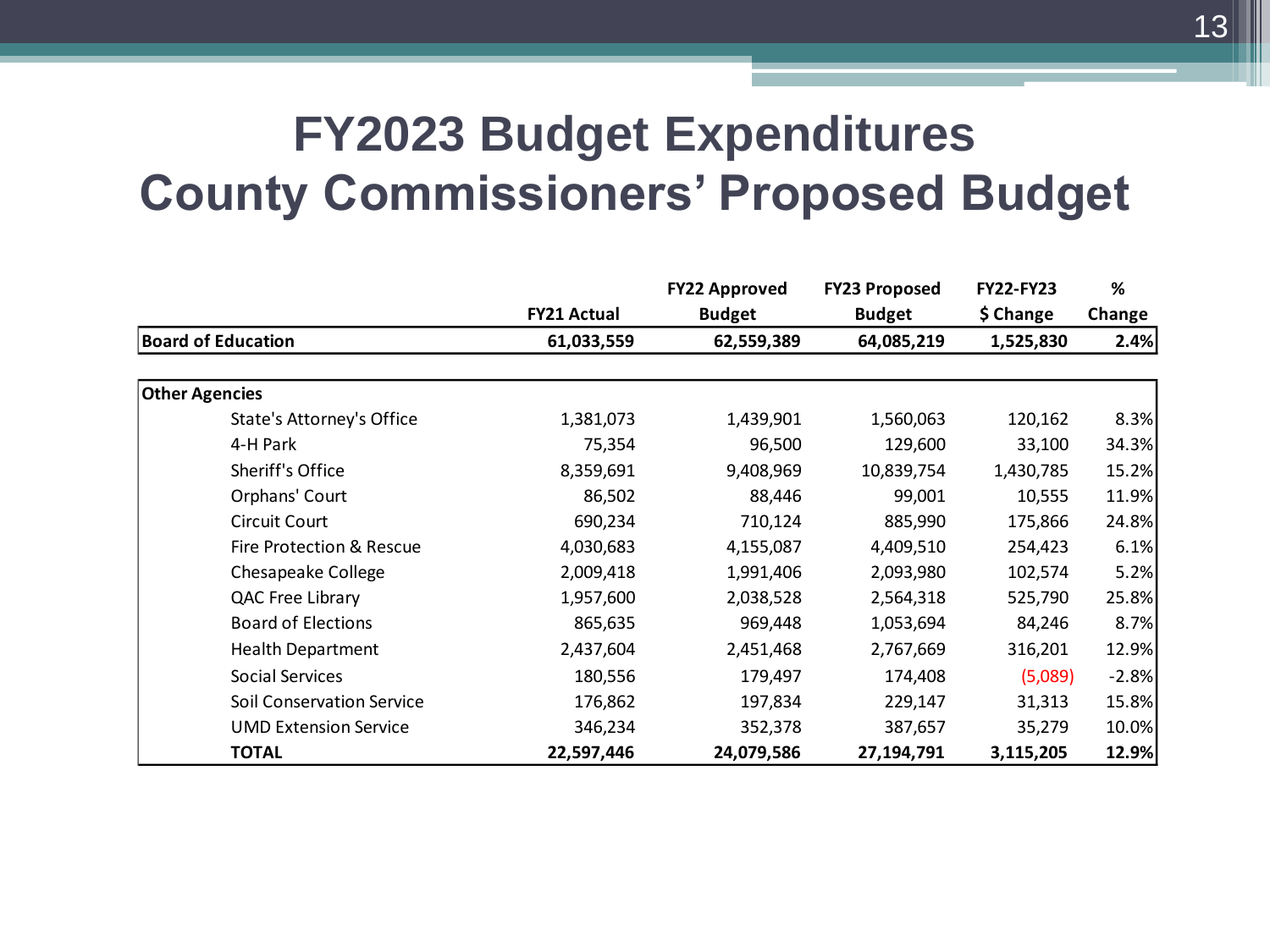# FY2023 Budget Expenditures
# County Commissioners' Proposed Budget

| | FY21 Actual | FY22 Approved Budget | FY23 Proposed Budget | FY22-FY23 $ Change | % Change |
|---|---|---|---|---|---|
| **Board of Education** | **61,033,559** | **62,559,389** | **64,085,219** | **1,525,830** | **2.4%** |
| | | | | | |
| **Other Agencies** | | | | | |
| State's Attorney's Office | 1,381,073 | 1,439,901 | 1,560,063 | 120,162 | 8.3% |
| 4-H Park | 75,354 | 96,500 | 129,600 | 33,100 | 34.3% |
| Sheriff's Office | 8,359,691 | 9,408,969 | 10,839,754 | 1,430,785 | 15.2% |
| Orphans' Court | 86,502 | 88,446 | 99,001 | 10,555 | 11.9% |
| Circuit Court | 690,234 | 710,124 | 885,990 | 175,866 | 24.8% |
| Fire Protection & Rescue | 4,030,683 | 4,155,087 | 4,409,510 | 254,423 | 6.1% |
| Chesapeake College | 2,009,418 | 1,991,406 | 2,093,980 | 102,574 | 5.2% |
| QAC Free Library | 1,957,600 | 2,038,528 | 2,564,318 | 525,790 | 25.8% |
| Board of Elections | 865,635 | 969,448 | 1,053,694 | 84,246 | 8.7% |
| Health Department | 2,437,604 | 2,451,468 | 2,767,669 | 316,201 | 12.9% |
| Social Services | 180,556 | 179,497 | 174,408 | (5,089) | -2.8% |
| Soil Conservation Service | 176,862 | 197,834 | 229,147 | 31,313 | 15.8% |
| UMD Extension Service | 346,234 | 352,378 | 387,657 | 35,279 | 10.0% |
| **TOTAL** | **22,597,446** | **24,079,586** | **27,194,791** | **3,115,205** | **12.9%** |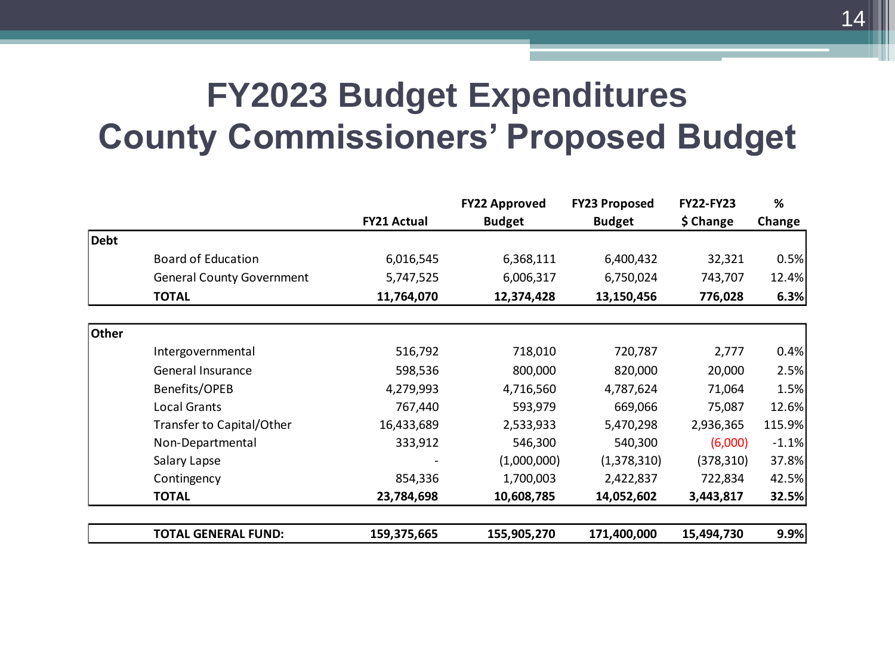# FY2023 Budget Expenditures
# County Commissioners' Proposed Budget

| | | FY21 Actual | FY22 Approved Budget | FY23 Proposed Budget | FY22-FY23 $ Change | % Change |
|---|---|---|---|---|---|---|
| **Debt** | | | | | | |
| | Board of Education | 6,016,545 | 6,368,111 | 6,400,432 | 32,321 | 0.5% |
| | General County Government | 5,747,525 | 6,006,317 | 6,750,024 | 743,707 | 12.4% |
| | **TOTAL** | **11,764,070** | **12,374,428** | **13,150,456** | **776,028** | **6.3%** |
| **Other** | | | | | | |
| | Intergovernmental | 516,792 | 718,010 | 720,787 | 2,777 | 0.4% |
| | General Insurance | 598,536 | 800,000 | 820,000 | 20,000 | 2.5% |
| | Benefits/OPEB | 4,279,993 | 4,716,560 | 4,787,624 | 71,064 | 1.5% |
| | Local Grants | 767,440 | 593,979 | 669,066 | 75,087 | 12.6% |
| | Transfer to Capital/Other | 16,433,689 | 2,533,933 | 5,470,298 | 2,936,365 | 115.9% |
| | Non-Departmental | 333,912 | 546,300 | 540,300 | (6,000) | -1.1% |
| | Salary Lapse | - | (1,000,000) | (1,378,310) | (378,310) | 37.8% |
| | Contingency | 854,336 | 1,700,003 | 2,422,837 | 722,834 | 42.5% |
| | **TOTAL** | **23,784,698** | **10,608,785** | **14,052,602** | **3,443,817** | **32.5%** |
| | **TOTAL GENERAL FUND:** | **159,375,665** | **155,905,270** | **171,400,000** | **15,494,730** | **9.9%** |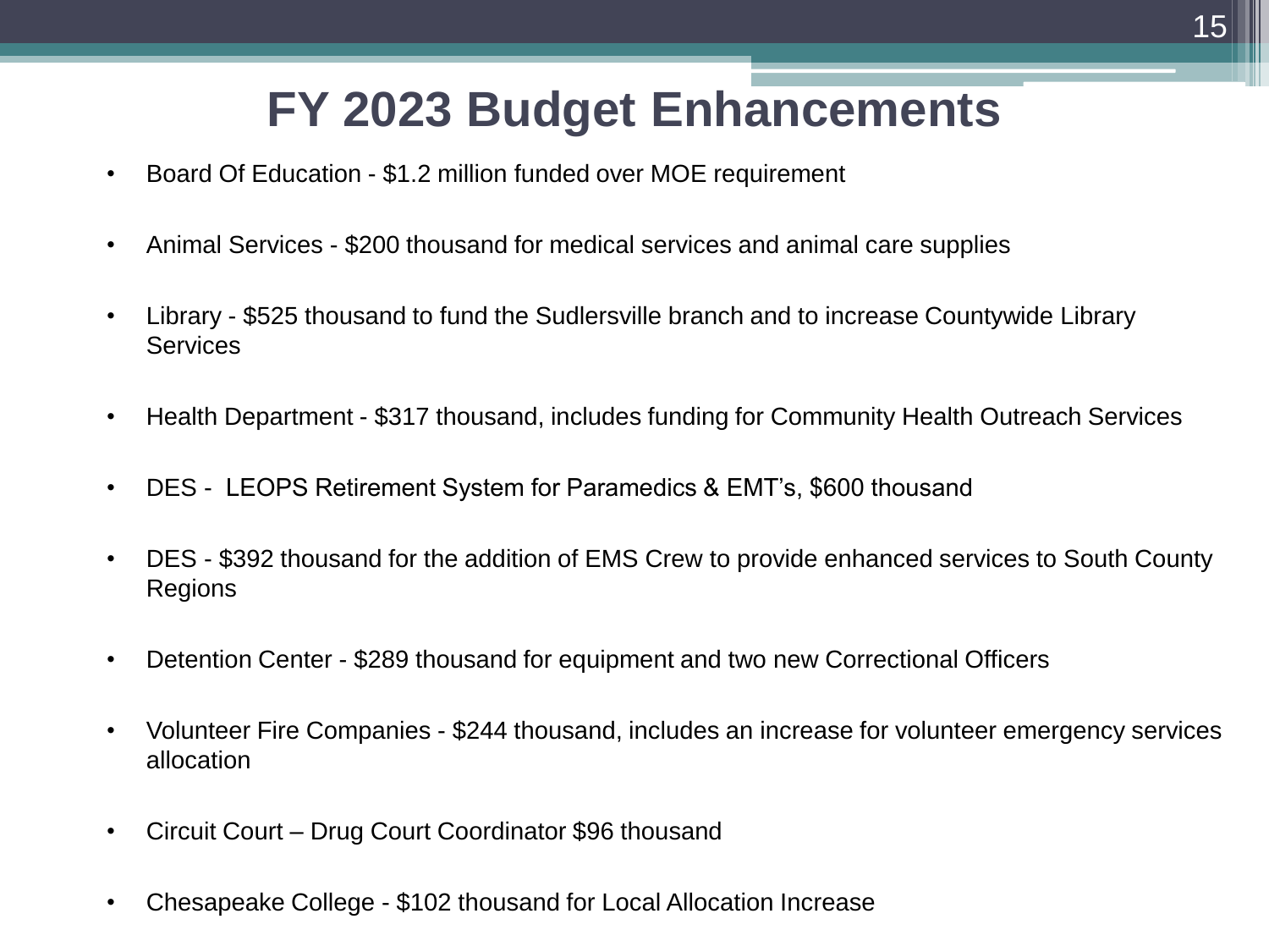# FY 2023 Budget Enhancements

- Board Of Education - $1.2 million funded over MOE requirement
- Animal Services - $200 thousand for medical services and animal care supplies
- Library - $525 thousand to fund the Sudlersville branch and to increase Countywide Library Services
- Health Department - $317 thousand, includes funding for Community Health Outreach Services
- DES - LEOPS Retirement System for Paramedics & EMT's, $600 thousand
- DES - $392 thousand for the addition of EMS Crew to provide enhanced services to South County Regions
- Detention Center - $289 thousand for equipment and two new Correctional Officers
- Volunteer Fire Companies - $244 thousand, includes an increase for volunteer emergency services allocation
- Circuit Court – Drug Court Coordinator $96 thousand
- Chesapeake College - $102 thousand for Local Allocation Increase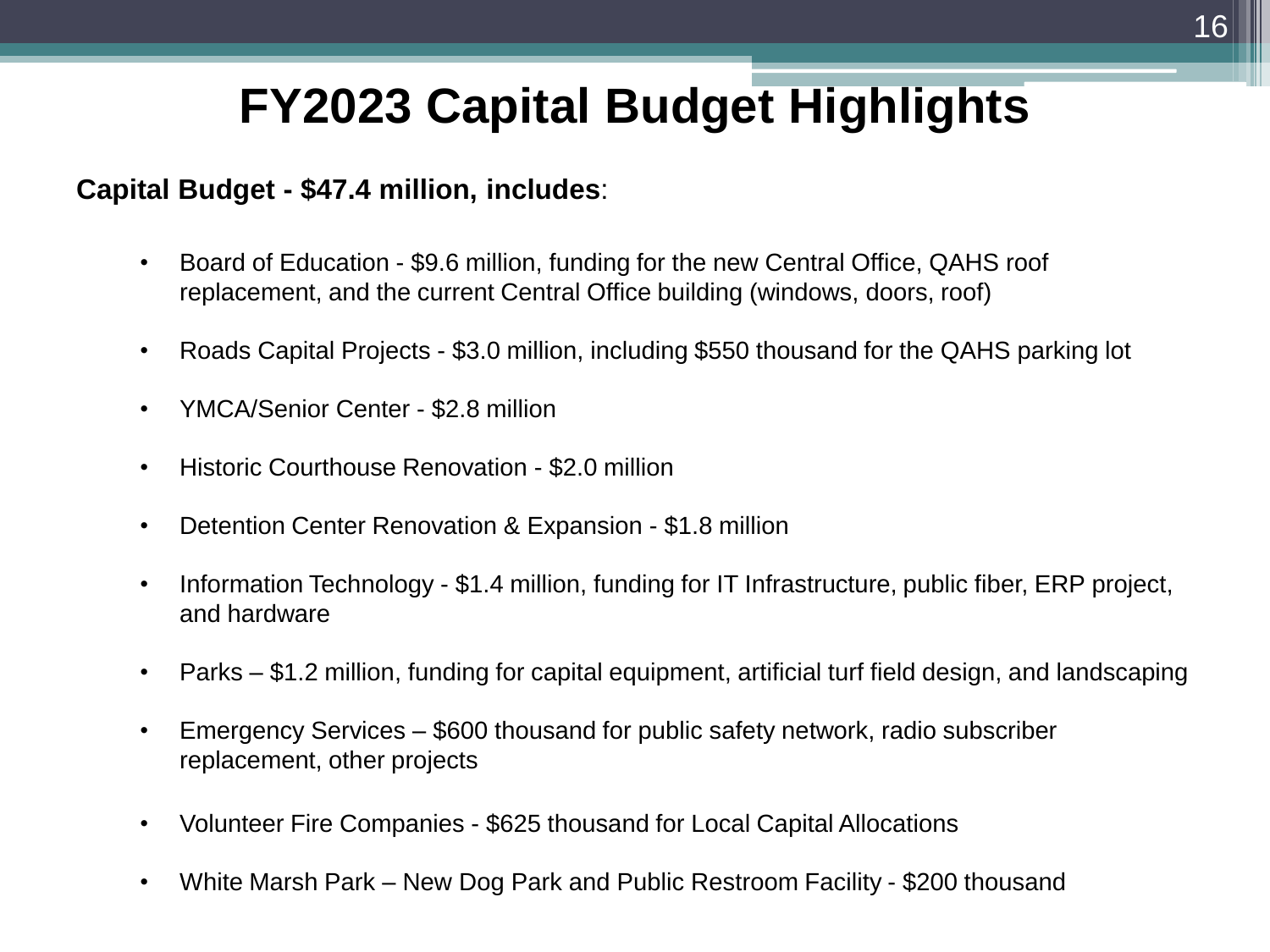# FY2023 Capital Budget Highlights

**Capital Budget - $47.4 million, includes**:

- Board of Education - $9.6 million, funding for the new Central Office, QAHS roof replacement, and the current Central Office building (windows, doors, roof)
- Roads Capital Projects - $3.0 million, including $550 thousand for the QAHS parking lot
- YMCA/Senior Center - $2.8 million
- Historic Courthouse Renovation - $2.0 million
- Detention Center Renovation & Expansion - $1.8 million
- Information Technology - $1.4 million, funding for IT Infrastructure, public fiber, ERP project, and hardware
- Parks – $1.2 million, funding for capital equipment, artificial turf field design, and landscaping
- Emergency Services – $600 thousand for public safety network, radio subscriber replacement, other projects
- Volunteer Fire Companies - $625 thousand for Local Capital Allocations
- White Marsh Park – New Dog Park and Public Restroom Facility - $200 thousand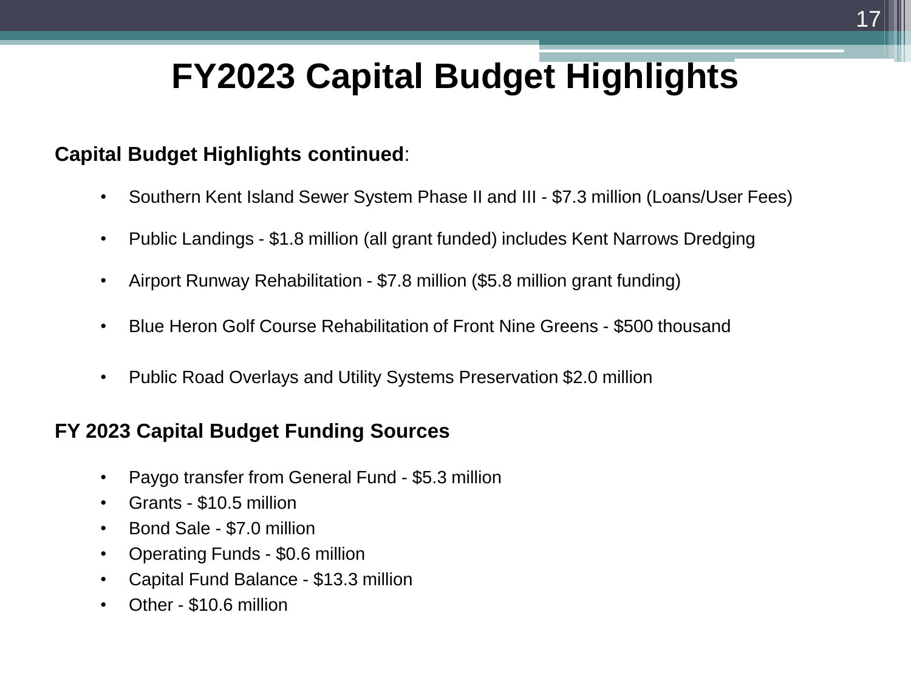# FY2023 Capital Budget Highlights

**Capital Budget Highlights continued**:

- Southern Kent Island Sewer System Phase II and III - $7.3 million (Loans/User Fees)
- Public Landings - $1.8 million (all grant funded) includes Kent Narrows Dredging
- Airport Runway Rehabilitation - $7.8 million ($5.8 million grant funding)
- Blue Heron Golf Course Rehabilitation of Front Nine Greens - $500 thousand
- Public Road Overlays and Utility Systems Preservation $2.0 million

**FY 2023 Capital Budget Funding Sources**

- Paygo transfer from General Fund - $5.3 million
- Grants - $10.5 million
- Bond Sale - $7.0 million
- Operating Funds - $0.6 million
- Capital Fund Balance - $13.3 million
- Other - $10.6 million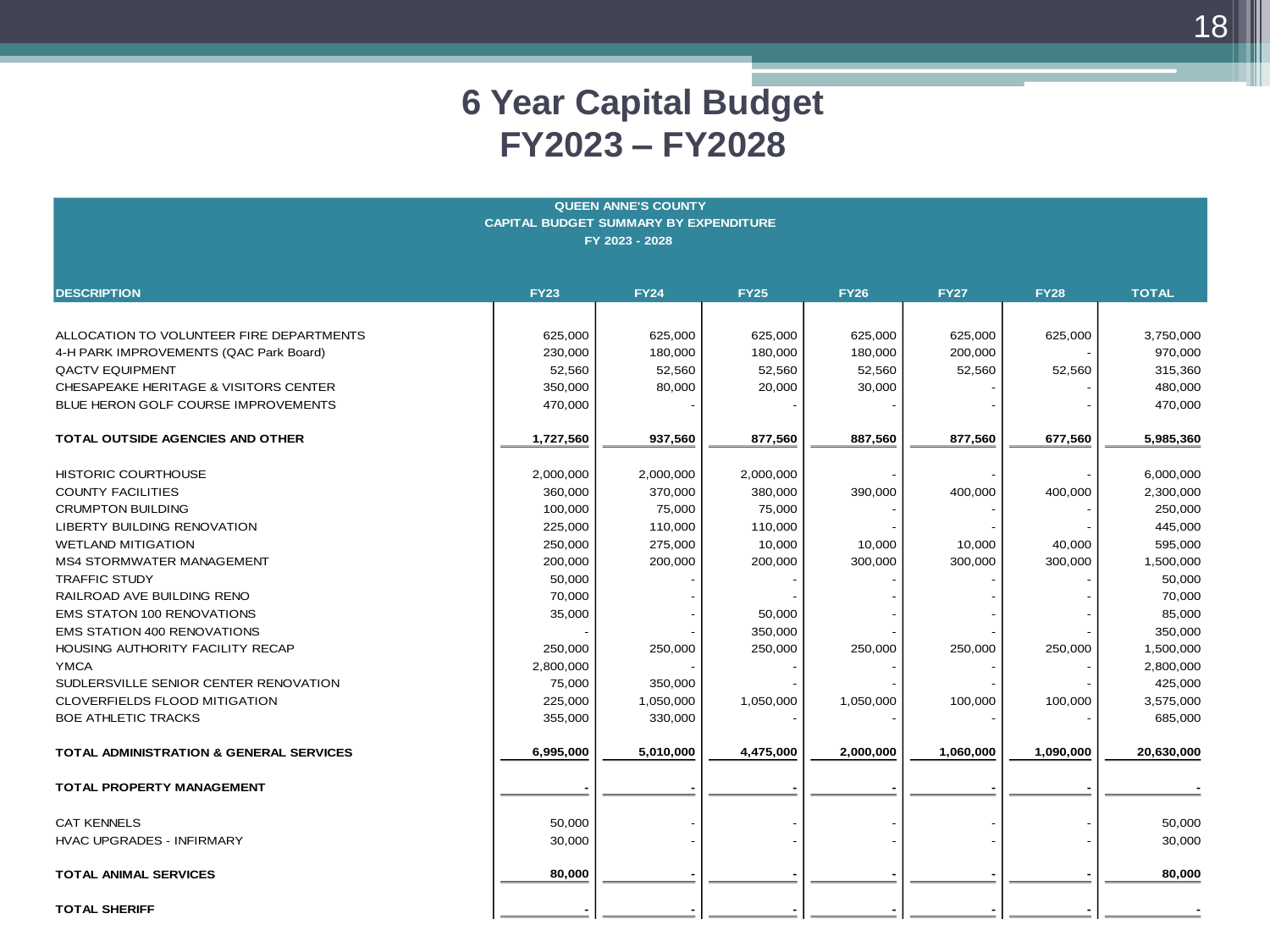# 6 Year Capital Budget
# FY2023 – FY2028

**QUEEN ANNE'S COUNTY**
**CAPITAL BUDGET SUMMARY BY EXPENDITURE**
**FY 2023 - 2028**

| DESCRIPTION | FY23 | FY24 | FY25 | FY26 | FY27 | FY28 | TOTAL |
|---|---|---|---|---|---|---|---|
| ALLOCATION TO VOLUNTEER FIRE DEPARTMENTS | 625,000 | 625,000 | 625,000 | 625,000 | 625,000 | 625,000 | 3,750,000 |
| 4-H PARK IMPROVEMENTS (QAC Park Board) | 230,000 | 180,000 | 180,000 | 180,000 | 200,000 | - | 970,000 |
| QACTV EQUIPMENT | 52,560 | 52,560 | 52,560 | 52,560 | 52,560 | 52,560 | 315,360 |
| CHESAPEAKE HERITAGE & VISITORS CENTER | 350,000 | 80,000 | 20,000 | 30,000 | - | - | 480,000 |
| BLUE HERON GOLF COURSE IMPROVEMENTS | 470,000 | - | - | - | - | - | 470,000 |
| **TOTAL OUTSIDE AGENCIES AND OTHER** | **1,727,560** | **937,560** | **877,560** | **887,560** | **877,560** | **677,560** | **5,985,360** |
| HISTORIC COURTHOUSE | 2,000,000 | 2,000,000 | 2,000,000 | - | - | - | 6,000,000 |
| COUNTY FACILITIES | 360,000 | 370,000 | 380,000 | 390,000 | 400,000 | 400,000 | 2,300,000 |
| CRUMPTON BUILDING | 100,000 | 75,000 | 75,000 | - | - | - | 250,000 |
| LIBERTY BUILDING RENOVATION | 225,000 | 110,000 | 110,000 | - | - | - | 445,000 |
| WETLAND MITIGATION | 250,000 | 275,000 | 10,000 | 10,000 | 10,000 | 40,000 | 595,000 |
| MS4 STORMWATER MANAGEMENT | 200,000 | 200,000 | 200,000 | 300,000 | 300,000 | 300,000 | 1,500,000 |
| TRAFFIC STUDY | 50,000 | - | - | - | - | - | 50,000 |
| RAILROAD AVE BUILDING RENO | 70,000 | - | - | - | - | - | 70,000 |
| EMS STATON 100 RENOVATIONS | 35,000 | - | 50,000 | - | - | - | 85,000 |
| EMS STATION 400 RENOVATIONS | - | - | 350,000 | - | - | - | 350,000 |
| HOUSING AUTHORITY FACILITY RECAP | 250,000 | 250,000 | 250,000 | 250,000 | 250,000 | 250,000 | 1,500,000 |
| YMCA | 2,800,000 | - | - | - | - | - | 2,800,000 |
| SUDLERSVILLE SENIOR CENTER RENOVATION | 75,000 | 350,000 | - | - | - | - | 425,000 |
| CLOVERFIELDS FLOOD MITIGATION | 225,000 | 1,050,000 | 1,050,000 | 1,050,000 | 100,000 | 100,000 | 3,575,000 |
| BOE ATHLETIC TRACKS | 355,000 | 330,000 | - | - | - | - | 685,000 |
| **TOTAL ADMINISTRATION & GENERAL SERVICES** | **6,995,000** | **5,010,000** | **4,475,000** | **2,000,000** | **1,060,000** | **1,090,000** | **20,630,000** |
| **TOTAL PROPERTY MANAGEMENT** | **-** | **-** | **-** | **-** | **-** | **-** | **-** |
| CAT KENNELS | 50,000 | - | - | - | - | - | 50,000 |
| HVAC UPGRADES - INFIRMARY | 30,000 | - | - | - | - | - | 30,000 |
| **TOTAL ANIMAL SERVICES** | **80,000** | **-** | **-** | **-** | **-** | **-** | **80,000** |
| **TOTAL SHERIFF** | **-** | **-** | **-** | **-** | **-** | **-** | **-** |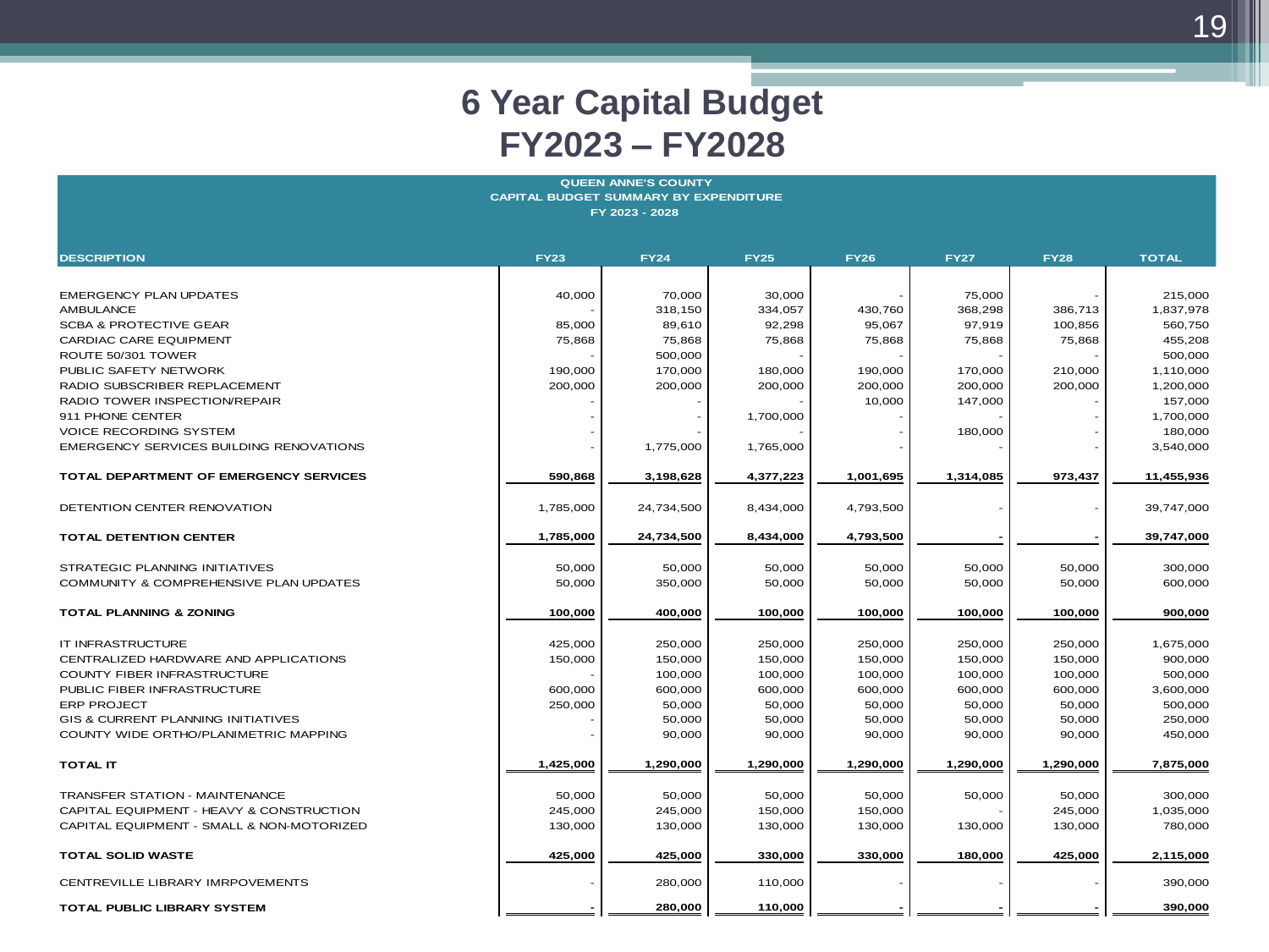# 6 Year Capital Budget FY2023 – FY2028

QUEEN ANNE'S COUNTY
CAPITAL BUDGET SUMMARY BY EXPENDITURE
FY 2023 - 2028

| DESCRIPTION | FY23 | FY24 | FY25 | FY26 | FY27 | FY28 | TOTAL |
|---|---|---|---|---|---|---|---|
| EMERGENCY PLAN UPDATES | 40,000 | 70,000 | 30,000 | - | 75,000 | - | 215,000 |
| AMBULANCE | - | 318,150 | 334,057 | 430,760 | 368,298 | 386,713 | 1,837,978 |
| SCBA & PROTECTIVE GEAR | 85,000 | 89,610 | 92,298 | 95,067 | 97,919 | 100,856 | 560,750 |
| CARDIAC CARE EQUIPMENT | 75,868 | 75,868 | 75,868 | 75,868 | 75,868 | 75,868 | 455,208 |
| ROUTE 50/301 TOWER | - | 500,000 | - | - | - | - | 500,000 |
| PUBLIC SAFETY NETWORK | 190,000 | 170,000 | 180,000 | 190,000 | 170,000 | 210,000 | 1,110,000 |
| RADIO SUBSCRIBER REPLACEMENT | 200,000 | 200,000 | 200,000 | 200,000 | 200,000 | 200,000 | 1,200,000 |
| RADIO TOWER INSPECTION/REPAIR | - | - | - | 10,000 | 147,000 | - | 157,000 |
| 911 PHONE CENTER | - | - | 1,700,000 | - | - | - | 1,700,000 |
| VOICE RECORDING SYSTEM | - | - | - | - | 180,000 | - | 180,000 |
| EMERGENCY SERVICES BUILDING RENOVATIONS | - | 1,775,000 | 1,765,000 | - | - | - | 3,540,000 |
| **TOTAL DEPARTMENT OF EMERGENCY SERVICES** | **590,868** | **3,198,628** | **4,377,223** | **1,001,695** | **1,314,085** | **973,437** | **11,455,936** |
| DETENTION CENTER RENOVATION | 1,785,000 | 24,734,500 | 8,434,000 | 4,793,500 | - | - | 39,747,000 |
| **TOTAL DETENTION CENTER** | **1,785,000** | **24,734,500** | **8,434,000** | **4,793,500** | **-** | **-** | **39,747,000** |
| STRATEGIC PLANNING INITIATIVES | 50,000 | 50,000 | 50,000 | 50,000 | 50,000 | 50,000 | 300,000 |
| COMMUNITY & COMPREHENSIVE PLAN UPDATES | 50,000 | 350,000 | 50,000 | 50,000 | 50,000 | 50,000 | 600,000 |
| **TOTAL PLANNING & ZONING** | **100,000** | **400,000** | **100,000** | **100,000** | **100,000** | **100,000** | **900,000** |
| IT INFRASTRUCTURE | 425,000 | 250,000 | 250,000 | 250,000 | 250,000 | 250,000 | 1,675,000 |
| CENTRALIZED HARDWARE AND APPLICATIONS | 150,000 | 150,000 | 150,000 | 150,000 | 150,000 | 150,000 | 900,000 |
| COUNTY FIBER INFRASTRUCTURE | - | 100,000 | 100,000 | 100,000 | 100,000 | 100,000 | 500,000 |
| PUBLIC FIBER INFRASTRUCTURE | 600,000 | 600,000 | 600,000 | 600,000 | 600,000 | 600,000 | 3,600,000 |
| ERP PROJECT | 250,000 | 50,000 | 50,000 | 50,000 | 50,000 | 50,000 | 500,000 |
| GIS & CURRENT PLANNING INITIATIVES | - | 50,000 | 50,000 | 50,000 | 50,000 | 50,000 | 250,000 |
| COUNTY WIDE ORTHO/PLANIMETRIC MAPPING | - | 90,000 | 90,000 | 90,000 | 90,000 | 90,000 | 450,000 |
| **TOTAL IT** | **1,425,000** | **1,290,000** | **1,290,000** | **1,290,000** | **1,290,000** | **1,290,000** | **7,875,000** |
| TRANSFER STATION - MAINTENANCE | 50,000 | 50,000 | 50,000 | 50,000 | 50,000 | 50,000 | 300,000 |
| CAPITAL EQUIPMENT - HEAVY & CONSTRUCTION | 245,000 | 245,000 | 150,000 | 150,000 | - | 245,000 | 1,035,000 |
| CAPITAL EQUIPMENT - SMALL & NON-MOTORIZED | 130,000 | 130,000 | 130,000 | 130,000 | 130,000 | 130,000 | 780,000 |
| **TOTAL SOLID WASTE** | **425,000** | **425,000** | **330,000** | **330,000** | **180,000** | **425,000** | **2,115,000** |
| CENTREVILLE LIBRARY IMRPOVEMENTS | - | 280,000 | 110,000 | - | - | - | 390,000 |
| **TOTAL PUBLIC LIBRARY SYSTEM** | **-** | **280,000** | **110,000** | **-** | **-** | **-** | **390,000** |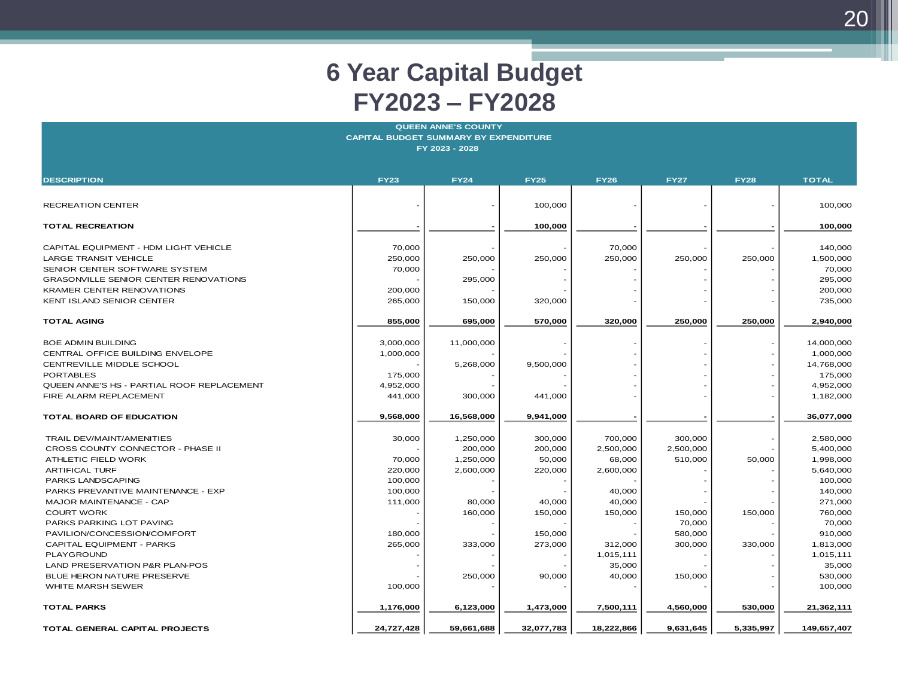# 6 Year Capital Budget
# FY2023 – FY2028

QUEEN ANNE'S COUNTY
CAPITAL BUDGET SUMMARY BY EXPENDITURE
FY 2023 - 2028

| DESCRIPTION | FY23 | FY24 | FY25 | FY26 | FY27 | FY28 | TOTAL |
|---|---|---|---|---|---|---|---|
| RECREATION CENTER | - | - | 100,000 | - | - | - | 100,000 |
| **TOTAL RECREATION** | **-** | **-** | **100,000** | **-** | **-** | **-** | **100,000** |
| CAPITAL EQUIPMENT - HDM LIGHT VEHICLE | 70,000 | - | - | 70,000 | - | - | 140,000 |
| LARGE TRANSIT VEHICLE | 250,000 | 250,000 | 250,000 | 250,000 | 250,000 | 250,000 | 1,500,000 |
| SENIOR CENTER SOFTWARE SYSTEM | 70,000 | - | - | - | - | - | 70,000 |
| GRASONVILLE SENIOR CENTER RENOVATIONS | - | 295,000 | - | - | - | - | 295,000 |
| KRAMER CENTER RENOVATIONS | 200,000 | - | - | - | - | - | 200,000 |
| KENT ISLAND SENIOR CENTER | 265,000 | 150,000 | 320,000 | - | - | - | 735,000 |
| **TOTAL AGING** | **855,000** | **695,000** | **570,000** | **320,000** | **250,000** | **250,000** | **2,940,000** |
| BOE ADMIN BUILDING | 3,000,000 | 11,000,000 | - | - | - | - | 14,000,000 |
| CENTRAL OFFICE BUILDING ENVELOPE | 1,000,000 | - | - | - | - | - | 1,000,000 |
| CENTREVILLE MIDDLE SCHOOL | - | 5,268,000 | 9,500,000 | - | - | - | 14,768,000 |
| PORTABLES | 175,000 | - | - | - | - | - | 175,000 |
| QUEEN ANNE'S HS - PARTIAL ROOF REPLACEMENT | 4,952,000 | - | - | - | - | - | 4,952,000 |
| FIRE ALARM REPLACEMENT | 441,000 | 300,000 | 441,000 | - | - | - | 1,182,000 |
| **TOTAL BOARD OF EDUCATION** | **9,568,000** | **16,568,000** | **9,941,000** | **-** | **-** | **-** | **36,077,000** |
| TRAIL DEV/MAINT/AMENITIES | 30,000 | 1,250,000 | 300,000 | 700,000 | 300,000 | - | 2,580,000 |
| CROSS COUNTY CONNECTOR - PHASE II | - | 200,000 | 200,000 | 2,500,000 | 2,500,000 | - | 5,400,000 |
| ATHLETIC FIELD WORK | 70,000 | 1,250,000 | 50,000 | 68,000 | 510,000 | 50,000 | 1,998,000 |
| ARTIFICAL TURF | 220,000 | 2,600,000 | 220,000 | 2,600,000 | - | - | 5,640,000 |
| PARKS LANDSCAPING | 100,000 | - | - | - | - | - | 100,000 |
| PARKS PREVANTIVE MAINTENANCE - EXP | 100,000 | - | - | 40,000 | - | - | 140,000 |
| MAJOR MAINTENANCE - CAP | 111,000 | 80,000 | 40,000 | 40,000 | - | - | 271,000 |
| COURT WORK | - | 160,000 | 150,000 | 150,000 | 150,000 | 150,000 | 760,000 |
| PARKS PARKING LOT PAVING | - | - | - | - | 70,000 | - | 70,000 |
| PAVILION/CONCESSION/COMFORT | 180,000 | - | 150,000 | - | 580,000 | - | 910,000 |
| CAPITAL EQUIPMENT - PARKS | 265,000 | 333,000 | 273,000 | 312,000 | 300,000 | 330,000 | 1,813,000 |
| PLAYGROUND | - | - | - | 1,015,111 | - | - | 1,015,111 |
| LAND PRESERVATION P&R PLAN-POS | - | - | - | 35,000 | - | - | 35,000 |
| BLUE HERON NATURE PRESERVE | - | 250,000 | 90,000 | 40,000 | 150,000 | - | 530,000 |
| WHITE MARSH SEWER | 100,000 | - | - | - | - | - | 100,000 |
| **TOTAL PARKS** | **1,176,000** | **6,123,000** | **1,473,000** | **7,500,111** | **4,560,000** | **530,000** | **21,362,111** |
| **TOTAL GENERAL CAPITAL PROJECTS** | **24,727,428** | **59,661,688** | **32,077,783** | **18,222,866** | **9,631,645** | **5,335,997** | **149,657,407** |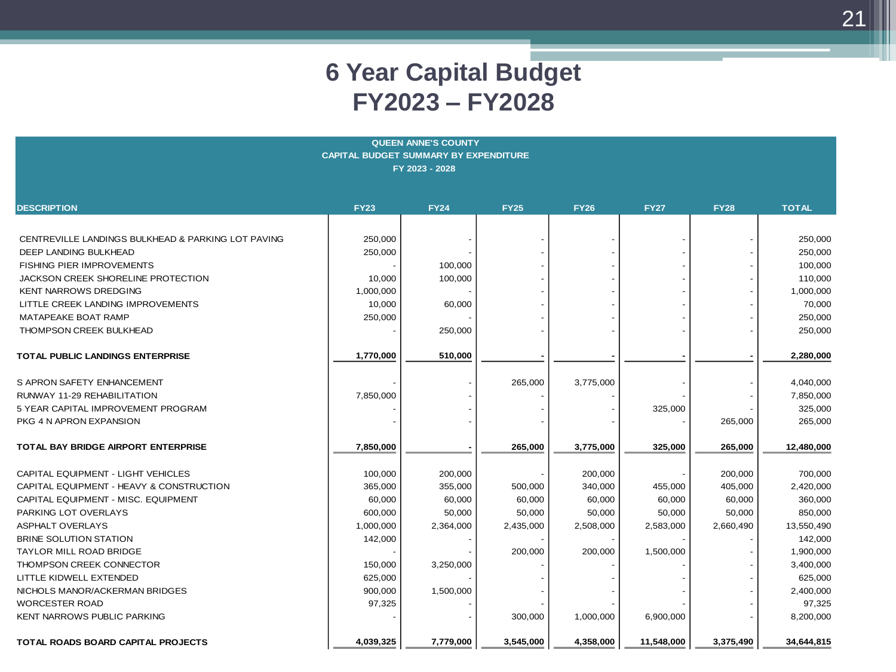# 6 Year Capital Budget
# FY2023 – FY2028

**QUEEN ANNE'S COUNTY**
**CAPITAL BUDGET SUMMARY BY EXPENDITURE**
**FY 2023 - 2028**

| DESCRIPTION | FY23 | FY24 | FY25 | FY26 | FY27 | FY28 | TOTAL |
|---|---|---|---|---|---|---|---|
| CENTREVILLE LANDINGS BULKHEAD & PARKING LOT PAVING | 250,000 | - | - | - | - | - | 250,000 |
| DEEP LANDING BULKHEAD | 250,000 | - | - | - | - | - | 250,000 |
| FISHING PIER IMPROVEMENTS | - | 100,000 | - | - | - | - | 100,000 |
| JACKSON CREEK SHORELINE PROTECTION | 10,000 | 100,000 | - | - | - | - | 110,000 |
| KENT NARROWS DREDGING | 1,000,000 | - | - | - | - | - | 1,000,000 |
| LITTLE CREEK LANDING IMPROVEMENTS | 10,000 | 60,000 | - | - | - | - | 70,000 |
| MATAPEAKE BOAT RAMP | 250,000 | - | - | - | - | - | 250,000 |
| THOMPSON CREEK BULKHEAD | - | 250,000 | - | - | - | - | 250,000 |
| **TOTAL PUBLIC LANDINGS ENTERPRISE** | **1,770,000** | **510,000** | **-** | **-** | **-** | **-** | **2,280,000** |
| S APRON SAFETY ENHANCEMENT | - | - | 265,000 | 3,775,000 | - | - | 4,040,000 |
| RUNWAY 11-29 REHABILITATION | 7,850,000 | - | - | - | - | - | 7,850,000 |
| 5 YEAR CAPITAL IMPROVEMENT PROGRAM | - | - | - | - | 325,000 | - | 325,000 |
| PKG 4 N APRON EXPANSION | - | - | - | - | - | 265,000 | 265,000 |
| **TOTAL BAY BRIDGE AIRPORT ENTERPRISE** | **7,850,000** | **-** | **265,000** | **3,775,000** | **325,000** | **265,000** | **12,480,000** |
| CAPITAL EQUIPMENT - LIGHT VEHICLES | 100,000 | 200,000 | - | 200,000 | - | 200,000 | 700,000 |
| CAPITAL EQUIPMENT - HEAVY & CONSTRUCTION | 365,000 | 355,000 | 500,000 | 340,000 | 455,000 | 405,000 | 2,420,000 |
| CAPITAL EQUIPMENT - MISC. EQUIPMENT | 60,000 | 60,000 | 60,000 | 60,000 | 60,000 | 60,000 | 360,000 |
| PARKING LOT OVERLAYS | 600,000 | 50,000 | 50,000 | 50,000 | 50,000 | 50,000 | 850,000 |
| ASPHALT OVERLAYS | 1,000,000 | 2,364,000 | 2,435,000 | 2,508,000 | 2,583,000 | 2,660,490 | 13,550,490 |
| BRINE SOLUTION STATION | 142,000 | - | - | - | - | - | 142,000 |
| TAYLOR MILL ROAD BRIDGE | - | - | 200,000 | 200,000 | 1,500,000 | - | 1,900,000 |
| THOMPSON CREEK CONNECTOR | 150,000 | 3,250,000 | - | - | - | - | 3,400,000 |
| LITTLE KIDWELL EXTENDED | 625,000 | - | - | - | - | - | 625,000 |
| NICHOLS MANOR/ACKERMAN BRIDGES | 900,000 | 1,500,000 | - | - | - | - | 2,400,000 |
| WORCESTER ROAD | 97,325 | - | - | - | - | - | 97,325 |
| KENT NARROWS PUBLIC PARKING | - | - | 300,000 | 1,000,000 | 6,900,000 | - | 8,200,000 |
| **TOTAL ROADS BOARD CAPITAL PROJECTS** | **4,039,325** | **7,779,000** | **3,545,000** | **4,358,000** | **11,548,000** | **3,375,490** | **34,644,815** |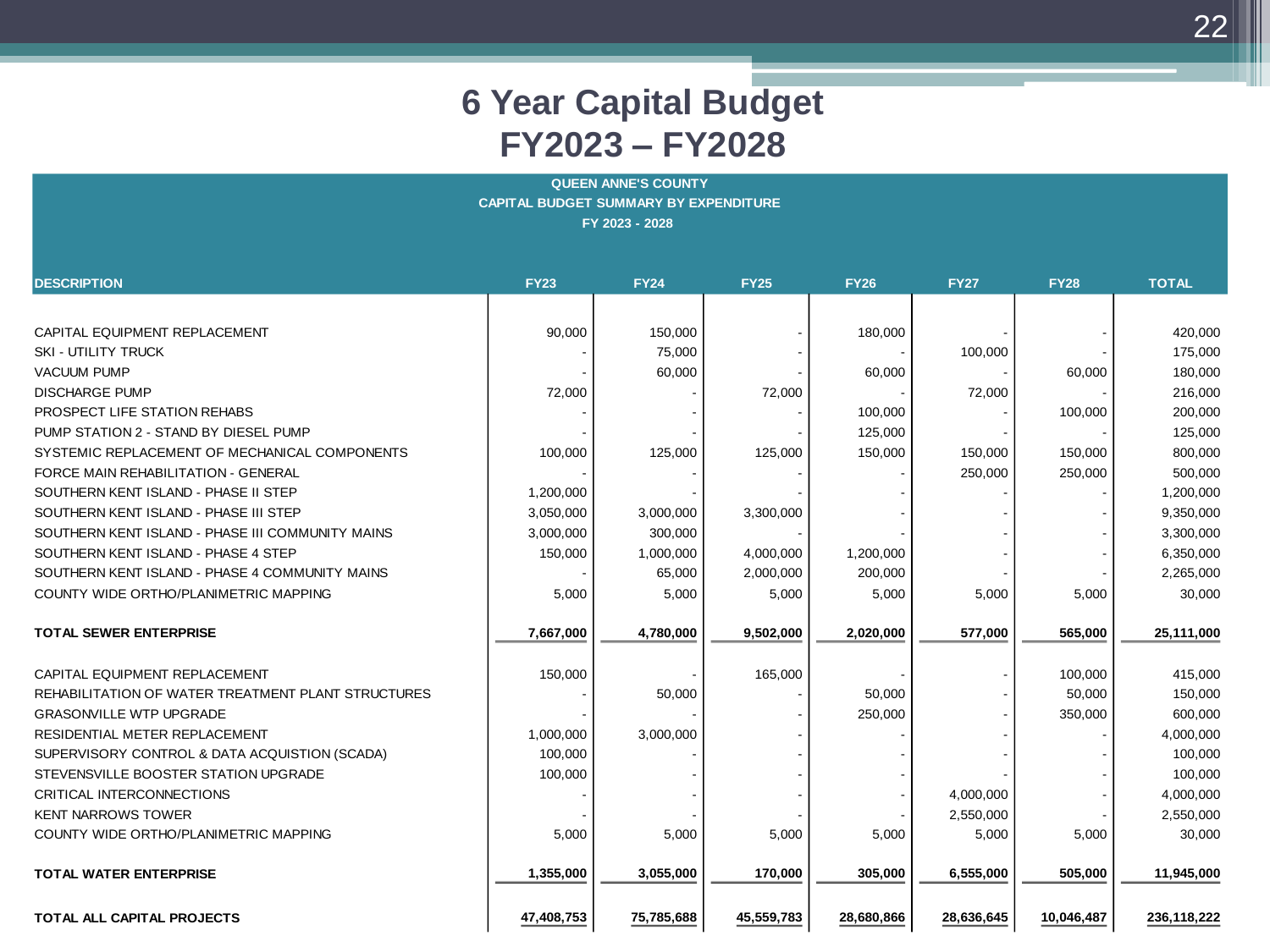# 6 Year Capital Budget FY2023 – FY2028

**QUEEN ANNE'S COUNTY**
**CAPITAL BUDGET SUMMARY BY EXPENDITURE**
**FY 2023 - 2028**

| DESCRIPTION | FY23 | FY24 | FY25 | FY26 | FY27 | FY28 | TOTAL |
|---|---|---|---|---|---|---|---|
| CAPITAL EQUIPMENT REPLACEMENT | 90,000 | 150,000 | - | 180,000 | - | - | 420,000 |
| SKI - UTILITY TRUCK | - | 75,000 | - | - | 100,000 | - | 175,000 |
| VACUUM PUMP | - | 60,000 | - | 60,000 | - | 60,000 | 180,000 |
| DISCHARGE PUMP | 72,000 | - | 72,000 | - | 72,000 | - | 216,000 |
| PROSPECT LIFE STATION REHABS | - | - | - | 100,000 | - | 100,000 | 200,000 |
| PUMP STATION 2 - STAND BY DIESEL PUMP | - | - | - | 125,000 | - | - | 125,000 |
| SYSTEMIC REPLACEMENT OF MECHANICAL COMPONENTS | 100,000 | 125,000 | 125,000 | 150,000 | 150,000 | 150,000 | 800,000 |
| FORCE MAIN REHABILITATION - GENERAL | - | - | - | - | 250,000 | 250,000 | 500,000 |
| SOUTHERN KENT ISLAND - PHASE II STEP | 1,200,000 | - | - | - | - | - | 1,200,000 |
| SOUTHERN KENT ISLAND - PHASE III STEP | 3,050,000 | 3,000,000 | 3,300,000 | - | - | - | 9,350,000 |
| SOUTHERN KENT ISLAND - PHASE III COMMUNITY MAINS | 3,000,000 | 300,000 | - | - | - | - | 3,300,000 |
| SOUTHERN KENT ISLAND - PHASE 4 STEP | 150,000 | 1,000,000 | 4,000,000 | 1,200,000 | - | - | 6,350,000 |
| SOUTHERN KENT ISLAND - PHASE 4 COMMUNITY MAINS | - | 65,000 | 2,000,000 | 200,000 | - | - | 2,265,000 |
| COUNTY WIDE ORTHO/PLANIMETRIC MAPPING | 5,000 | 5,000 | 5,000 | 5,000 | 5,000 | 5,000 | 30,000 |
| **TOTAL SEWER ENTERPRISE** | **7,667,000** | **4,780,000** | **9,502,000** | **2,020,000** | **577,000** | **565,000** | **25,111,000** |
| CAPITAL EQUIPMENT REPLACEMENT | 150,000 | - | 165,000 | - | - | 100,000 | 415,000 |
| REHABILITATION OF WATER TREATMENT PLANT STRUCTURES | - | 50,000 | - | 50,000 | - | 50,000 | 150,000 |
| GRASONVILLE WTP UPGRADE | - | - | - | 250,000 | - | 350,000 | 600,000 |
| RESIDENTIAL METER REPLACEMENT | 1,000,000 | 3,000,000 | - | - | - | - | 4,000,000 |
| SUPERVISORY CONTROL & DATA ACQUISTION (SCADA) | 100,000 | - | - | - | - | - | 100,000 |
| STEVENSVILLE BOOSTER STATION UPGRADE | 100,000 | - | - | - | - | - | 100,000 |
| CRITICAL INTERCONNECTIONS | - | - | - | - | 4,000,000 | - | 4,000,000 |
| KENT NARROWS TOWER | - | - | - | - | 2,550,000 | - | 2,550,000 |
| COUNTY WIDE ORTHO/PLANIMETRIC MAPPING | 5,000 | 5,000 | 5,000 | 5,000 | 5,000 | 5,000 | 30,000 |
| **TOTAL WATER ENTERPRISE** | **1,355,000** | **3,055,000** | **170,000** | **305,000** | **6,555,000** | **505,000** | **11,945,000** |
| **TOTAL ALL CAPITAL PROJECTS** | **47,408,753** | **75,785,688** | **45,559,783** | **28,680,866** | **28,636,645** | **10,046,487** | **236,118,222** |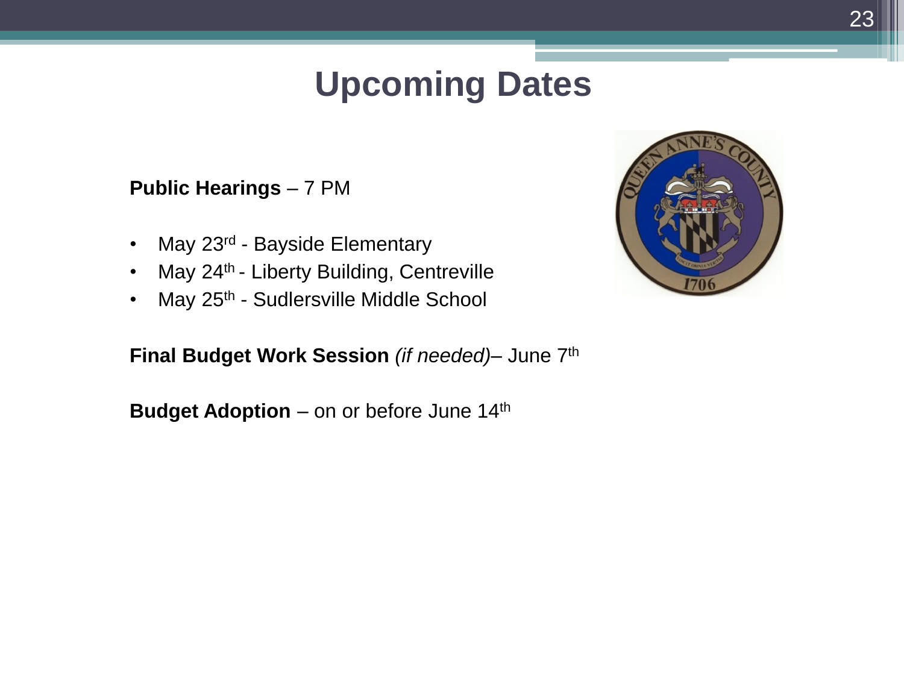# Upcoming Dates

**Public Hearings** – 7 PM

- May 23rd - Bayside Elementary
- May 24th - Liberty Building, Centreville
- May 25th - Sudlersville Middle School

**Final Budget Work Session** *(if needed)*– June 7th

**Budget Adoption** – on or before June 14th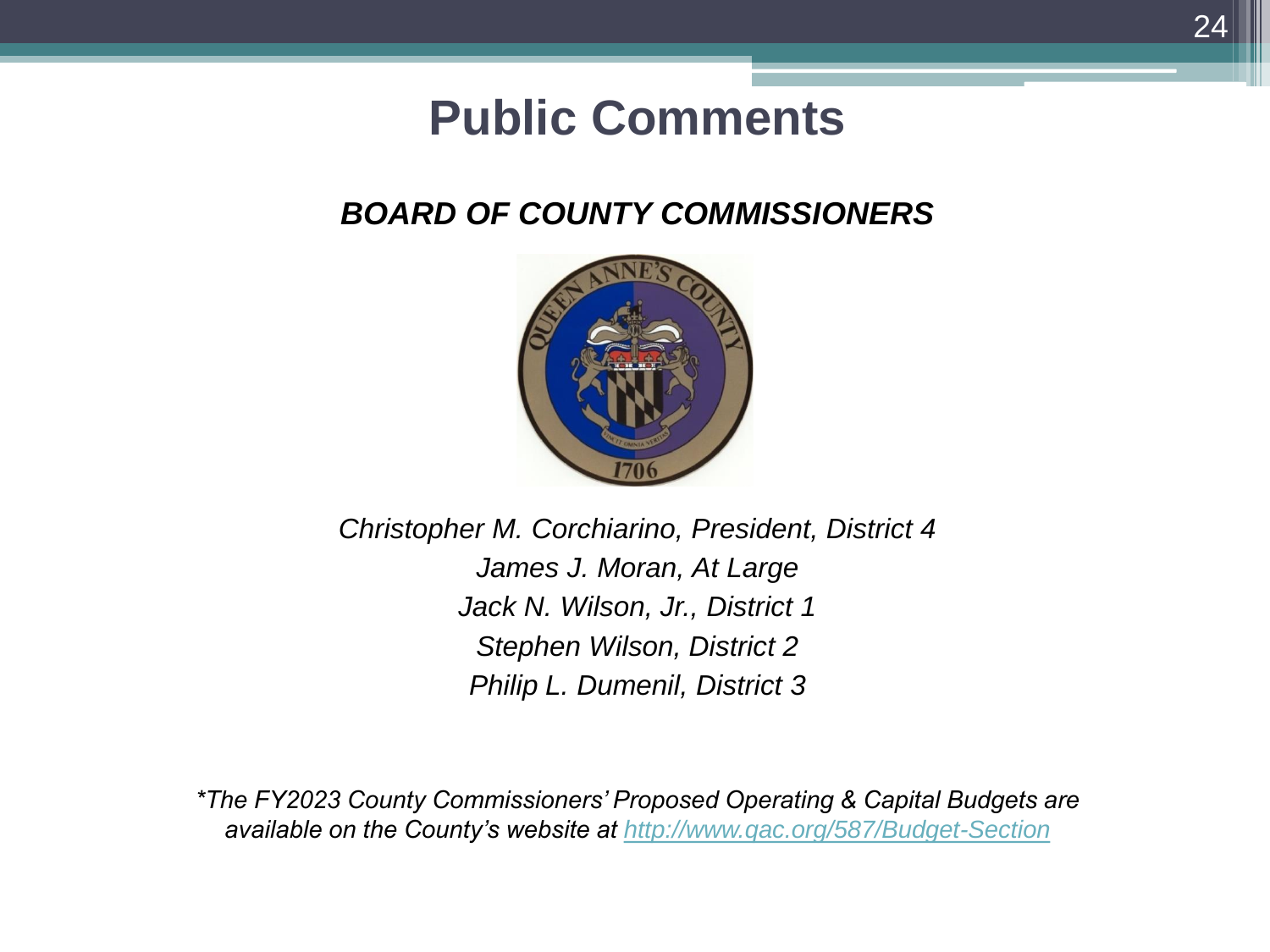# Public Comments

***BOARD OF COUNTY COMMISSIONERS***

*Christopher M. Corchiarino, President, District 4*
*James J. Moran, At Large*
*Jack N. Wilson, Jr., District 1*
*Stephen Wilson, District 2*
*Philip L. Dumenil, District 3*

*\*The FY2023 County Commissioners' Proposed Operating & Capital Budgets are available on the County's website at [http://www.qac.org/587/Budget-Section](http://www.qac.org/587/Budget-Section)*